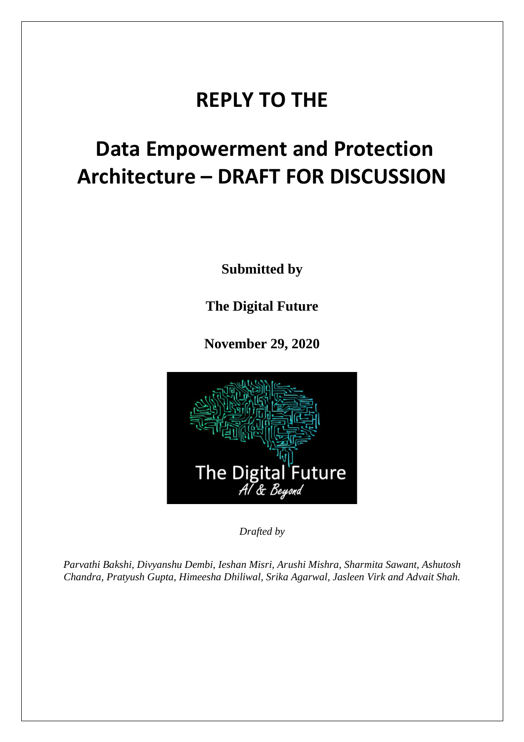# REPLY TO THE

# Data Empowerment and Protection Architecture – DRAFT FOR DISCUSSION

**Submitted by**

**The Digital Future**

**November 29, 2020**

*Drafted by*

*Parvathi Bakshi, Divyanshu Dembi, Ieshan Misri, Arushi Mishra, Sharmita Sawant, Ashutosh Chandra, Pratyush Gupta, Himeesha Dhiliwal, Srika Agarwal, Jasleen Virk and Advait Shah.*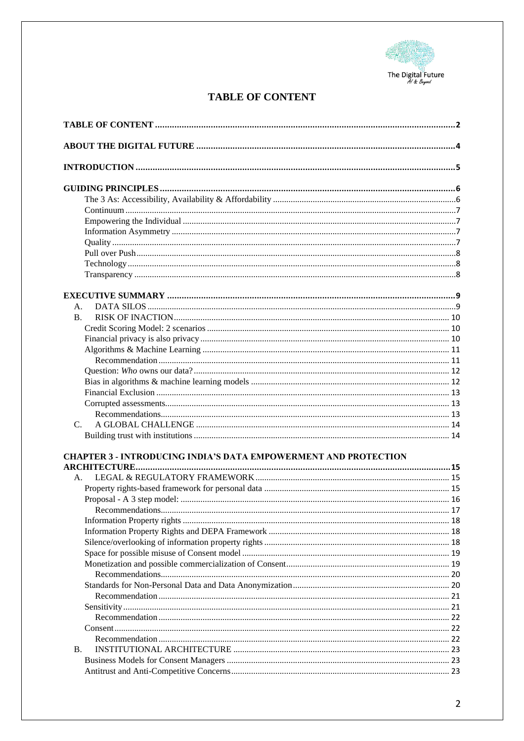# TABLE OF CONTENT

- TABLE OF CONTENT ..... 2
- ABOUT THE DIGITAL FUTURE ..... 4
- INTRODUCTION ..... 5
- GUIDING PRINCIPLES ..... 6
  - The 3 As: Accessibility, Availability & Affordability ..... 6
  - Continuum ..... 7
  - Empowering the Individual ..... 7
  - Information Asymmetry ..... 7
  - Quality ..... 7
  - Pull over Push ..... 8
  - Technology ..... 8
  - Transparency ..... 8
- EXECUTIVE SUMMARY ..... 9
  - A. DATA SILOS ..... 9
  - B. RISK OF INACTION ..... 10
    - Credit Scoring Model: 2 scenarios ..... 10
    - Financial privacy is also privacy ..... 10
    - Algorithms & Machine Learning ..... 11
      - Recommendation ..... 11
    - Question: *Who* owns our data? ..... 12
    - Bias in algorithms & machine learning models ..... 12
    - Financial Exclusion ..... 13
    - Corrupted assessments ..... 13
      - Recommendations ..... 13
  - C. A GLOBAL CHALLENGE ..... 14
    - Building trust with institutions ..... 14
- CHAPTER 3 - INTRODUCING INDIA'S DATA EMPOWERMENT AND PROTECTION ARCHITECTURE ..... 15
  - A. LEGAL & REGULATORY FRAMEWORK ..... 15
    - Property rights-based framework for personal data ..... 15
    - Proposal - A 3 step model: ..... 16
      - Recommendations ..... 17
    - Information Property rights ..... 18
    - Information Property Rights and DEPA Framework ..... 18
    - Silence/overlooking of information property rights ..... 18
    - Space for possible misuse of Consent model ..... 19
    - Monetization and possible commercialization of Consent ..... 19
      - Recommendations ..... 20
    - Standards for Non-Personal Data and Data Anonymization ..... 20
      - Recommendation ..... 21
    - Sensitivity ..... 21
      - Recommendation ..... 22
    - Consent ..... 22
      - Recommendation ..... 22
  - B. INSTITUTIONAL ARCHITECTURE ..... 23
    - Business Models for Consent Managers ..... 23
    - Antitrust and Anti-Competitive Concerns ..... 23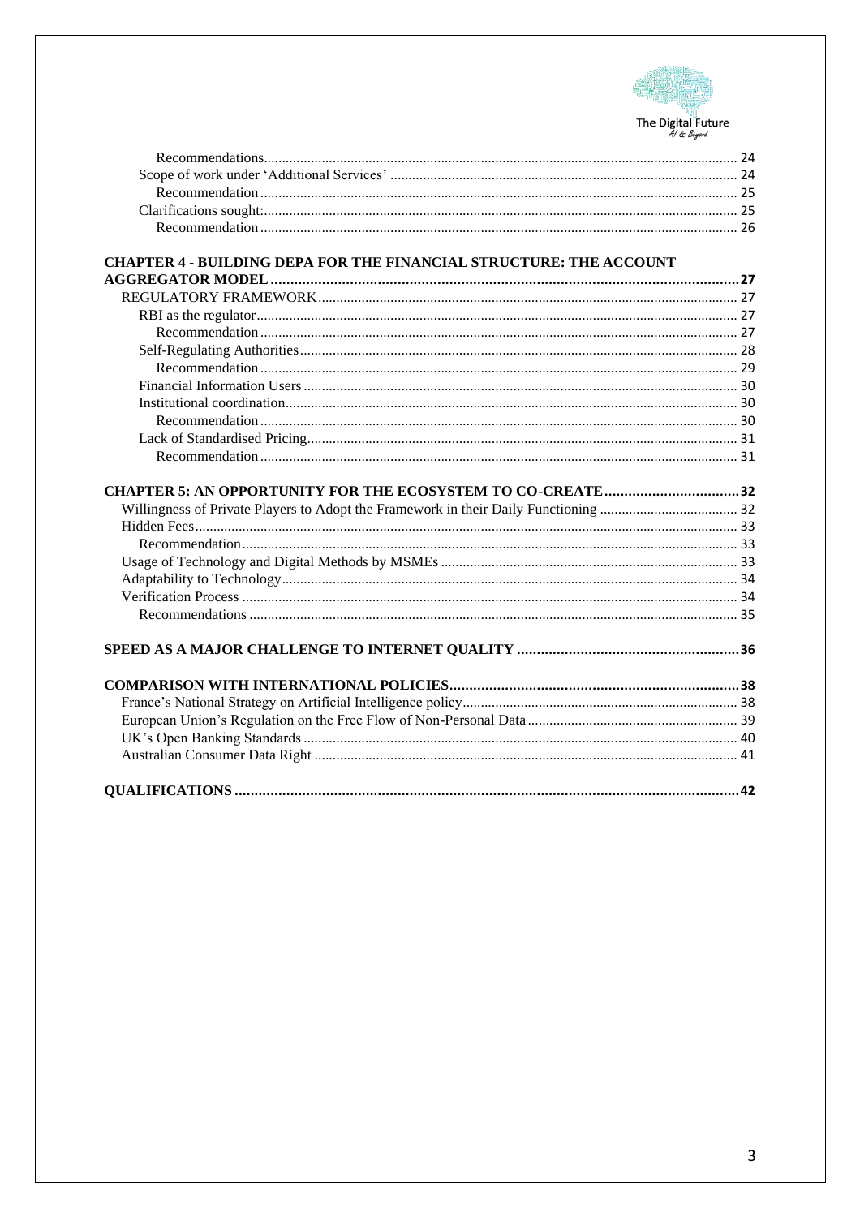Recommendations ........ 24
Scope of work under 'Additional Services' ........ 24
Recommendation ........ 25
Clarifications sought: ........ 25
Recommendation ........ 26

**CHAPTER 4 - BUILDING DEPA FOR THE FINANCIAL STRUCTURE: THE ACCOUNT AGGREGATOR MODEL ........ 27**
REGULATORY FRAMEWORK ........ 27
RBI as the regulator ........ 27
Recommendation ........ 27
Self-Regulating Authorities ........ 28
Recommendation ........ 29
Financial Information Users ........ 30
Institutional coordination ........ 30
Recommendation ........ 30
Lack of Standardised Pricing ........ 31
Recommendation ........ 31

**CHAPTER 5: AN OPPORTUNITY FOR THE ECOSYSTEM TO CO-CREATE ........ 32**
Willingness of Private Players to Adopt the Framework in their Daily Functioning ........ 32
Hidden Fees ........ 33
Recommendation ........ 33
Usage of Technology and Digital Methods by MSMEs ........ 33
Adaptability to Technology ........ 34
Verification Process ........ 34
Recommendations ........ 35

**SPEED AS A MAJOR CHALLENGE TO INTERNET QUALITY ........ 36**

**COMPARISON WITH INTERNATIONAL POLICIES ........ 38**
France's National Strategy on Artificial Intelligence policy ........ 38
European Union's Regulation on the Free Flow of Non-Personal Data ........ 39
UK's Open Banking Standards ........ 40
Australian Consumer Data Right ........ 41

**QUALIFICATIONS ........ 42**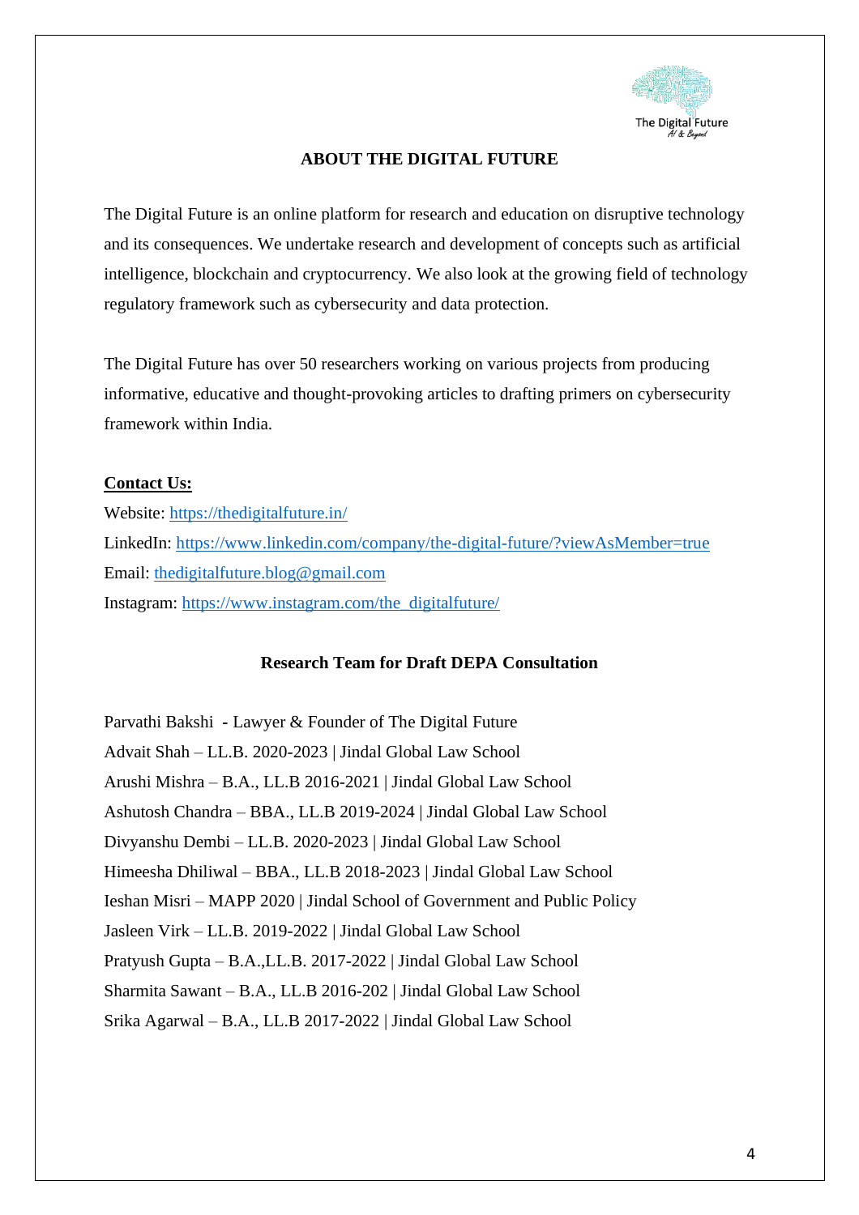## ABOUT THE DIGITAL FUTURE

The Digital Future is an online platform for research and education on disruptive technology and its consequences. We undertake research and development of concepts such as artificial intelligence, blockchain and cryptocurrency. We also look at the growing field of technology regulatory framework such as cybersecurity and data protection.

The Digital Future has over 50 researchers working on various projects from producing informative, educative and thought-provoking articles to drafting primers on cybersecurity framework within India.

**Contact Us:**

Website: https://thedigitalfuture.in/
LinkedIn: https://www.linkedin.com/company/the-digital-future/?viewAsMember=true
Email: thedigitalfuture.blog@gmail.com
Instagram: https://www.instagram.com/the_digitalfuture/

### Research Team for Draft DEPA Consultation

Parvathi Bakshi - Lawyer & Founder of The Digital Future
Advait Shah – LL.B. 2020-2023 | Jindal Global Law School
Arushi Mishra – B.A., LL.B 2016-2021 | Jindal Global Law School
Ashutosh Chandra – BBA., LL.B 2019-2024 | Jindal Global Law School
Divyanshu Dembi – LL.B. 2020-2023 | Jindal Global Law School
Himeesha Dhiliwal – BBA., LL.B 2018-2023 | Jindal Global Law School
Ieshan Misri – MAPP 2020 | Jindal School of Government and Public Policy
Jasleen Virk – LL.B. 2019-2022 | Jindal Global Law School
Pratyush Gupta – B.A.,LL.B. 2017-2022 | Jindal Global Law School
Sharmita Sawant – B.A., LL.B 2016-202 | Jindal Global Law School
Srika Agarwal – B.A., LL.B 2017-2022 | Jindal Global Law School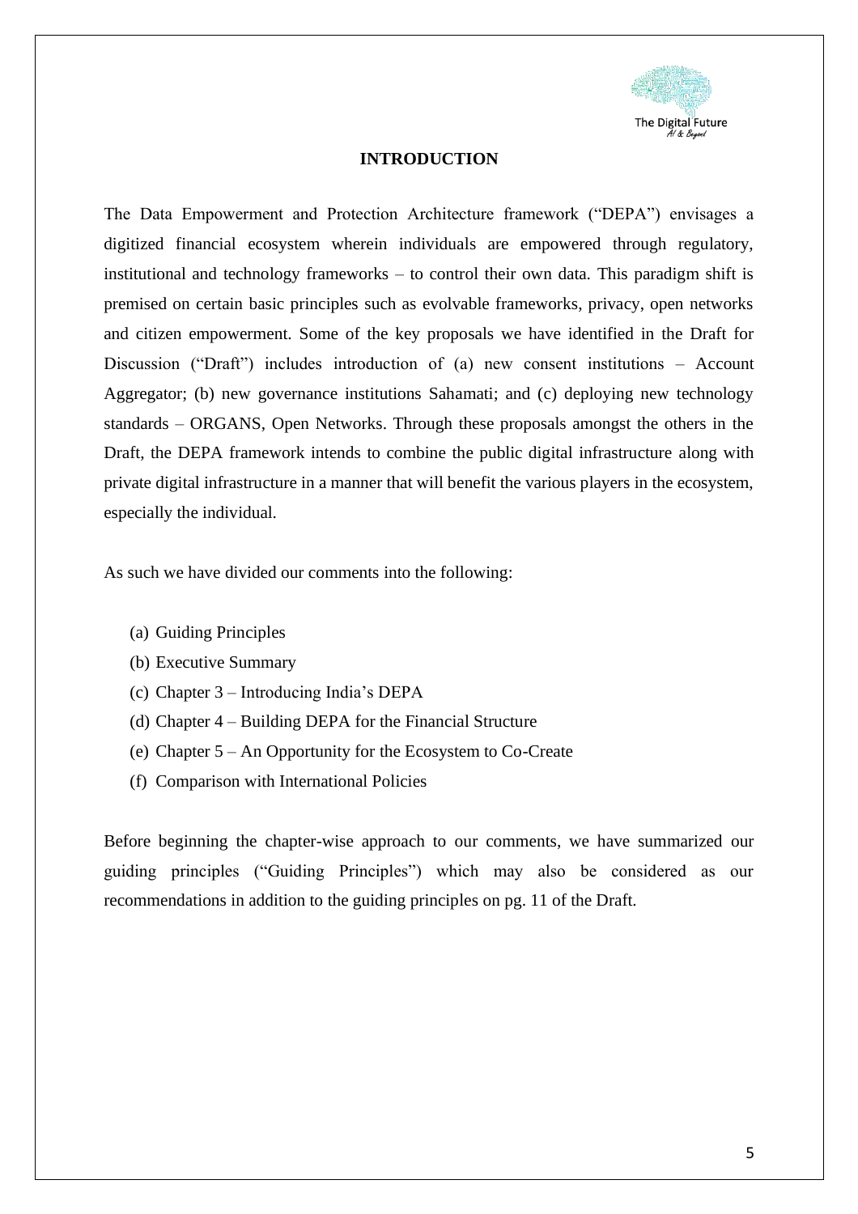## INTRODUCTION

The Data Empowerment and Protection Architecture framework ("DEPA") envisages a digitized financial ecosystem wherein individuals are empowered through regulatory, institutional and technology frameworks – to control their own data. This paradigm shift is premised on certain basic principles such as evolvable frameworks, privacy, open networks and citizen empowerment. Some of the key proposals we have identified in the Draft for Discussion ("Draft") includes introduction of (a) new consent institutions – Account Aggregator; (b) new governance institutions Sahamati; and (c) deploying new technology standards – ORGANS, Open Networks. Through these proposals amongst the others in the Draft, the DEPA framework intends to combine the public digital infrastructure along with private digital infrastructure in a manner that will benefit the various players in the ecosystem, especially the individual.

As such we have divided our comments into the following:

(a) Guiding Principles
(b) Executive Summary
(c) Chapter 3 – Introducing India's DEPA
(d) Chapter 4 – Building DEPA for the Financial Structure
(e) Chapter 5 – An Opportunity for the Ecosystem to Co-Create
(f) Comparison with International Policies

Before beginning the chapter-wise approach to our comments, we have summarized our guiding principles ("Guiding Principles") which may also be considered as our recommendations in addition to the guiding principles on pg. 11 of the Draft.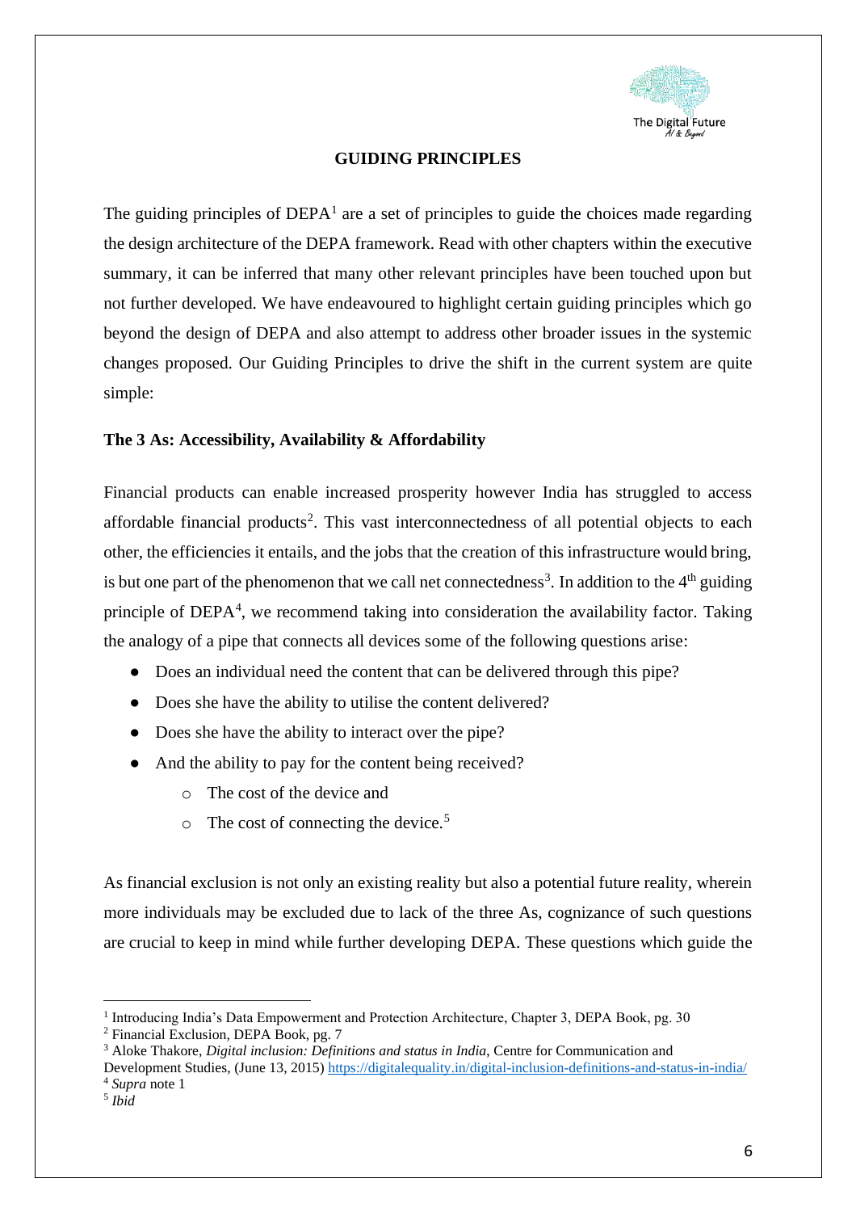## GUIDING PRINCIPLES

The guiding principles of DEPA[1] are a set of principles to guide the choices made regarding the design architecture of the DEPA framework. Read with other chapters within the executive summary, it can be inferred that many other relevant principles have been touched upon but not further developed. We have endeavoured to highlight certain guiding principles which go beyond the design of DEPA and also attempt to address other broader issues in the systemic changes proposed. Our Guiding Principles to drive the shift in the current system are quite simple:

### The 3 As: Accessibility, Availability & Affordability

Financial products can enable increased prosperity however India has struggled to access affordable financial products[2]. This vast interconnectedness of all potential objects to each other, the efficiencies it entails, and the jobs that the creation of this infrastructure would bring, is but one part of the phenomenon that we call net connectedness[3]. In addition to the 4th guiding principle of DEPA[4], we recommend taking into consideration the availability factor. Taking the analogy of a pipe that connects all devices some of the following questions arise:

- Does an individual need the content that can be delivered through this pipe?
- Does she have the ability to utilise the content delivered?
- Does she have the ability to interact over the pipe?
- And the ability to pay for the content being received?
  - The cost of the device and
  - The cost of connecting the device.[5]

As financial exclusion is not only an existing reality but also a potential future reality, wherein more individuals may be excluded due to lack of the three As, cognizance of such questions are crucial to keep in mind while further developing DEPA. These questions which guide the

---

[1] Introducing India's Data Empowerment and Protection Architecture, Chapter 3, DEPA Book, pg. 30

[2] Financial Exclusion, DEPA Book, pg. 7

[3] Aloke Thakore, *Digital inclusion: Definitions and status in India*, Centre for Communication and Development Studies, (June 13, 2015) https://digitalequality.in/digital-inclusion-definitions-and-status-in-india/

[4] *Supra* note 1

[5] *Ibid*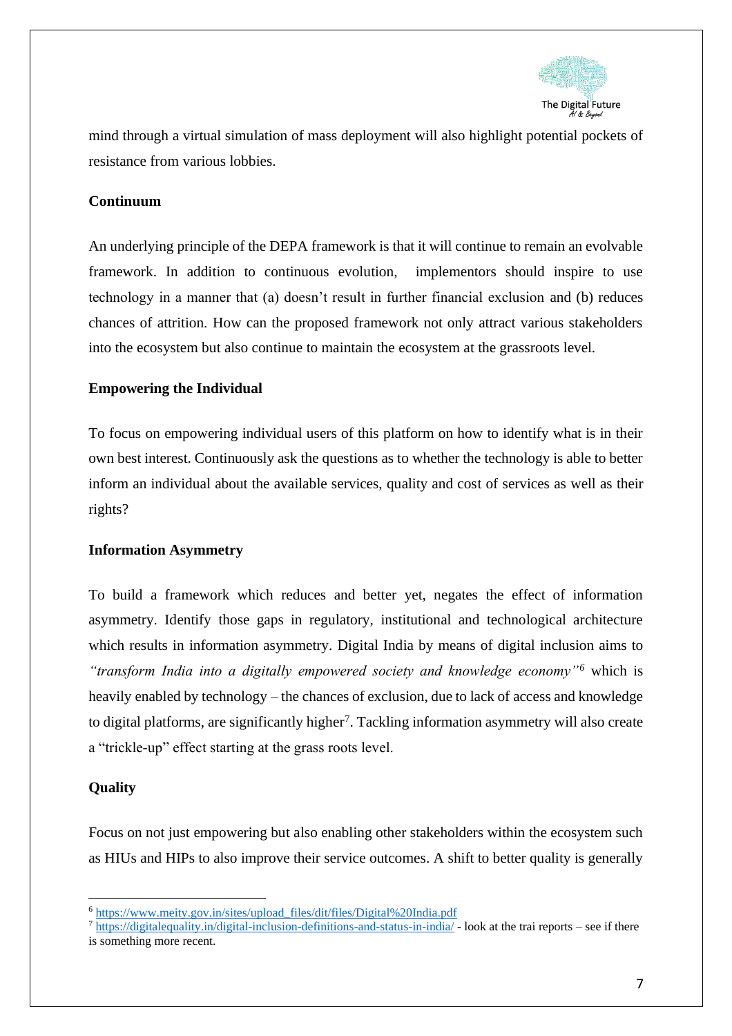mind through a virtual simulation of mass deployment will also highlight potential pockets of resistance from various lobbies.

**Continuum**

An underlying principle of the DEPA framework is that it will continue to remain an evolvable framework. In addition to continuous evolution, implementors should inspire to use technology in a manner that (a) doesn't result in further financial exclusion and (b) reduces chances of attrition. How can the proposed framework not only attract various stakeholders into the ecosystem but also continue to maintain the ecosystem at the grassroots level.

**Empowering the Individual**

To focus on empowering individual users of this platform on how to identify what is in their own best interest. Continuously ask the questions as to whether the technology is able to better inform an individual about the available services, quality and cost of services as well as their rights?

**Information Asymmetry**

To build a framework which reduces and better yet, negates the effect of information asymmetry. Identify those gaps in regulatory, institutional and technological architecture which results in information asymmetry. Digital India by means of digital inclusion aims to *"transform India into a digitally empowered society and knowledge economy"*[6] which is heavily enabled by technology – the chances of exclusion, due to lack of access and knowledge to digital platforms, are significantly higher[7]. Tackling information asymmetry will also create a "trickle-up" effect starting at the grass roots level.

**Quality**

Focus on not just empowering but also enabling other stakeholders within the ecosystem such as HIUs and HIPs to also improve their service outcomes. A shift to better quality is generally

---

[6] https://www.meity.gov.in/sites/upload_files/dit/files/Digital%20India.pdf

[7] https://digitalequality.in/digital-inclusion-definitions-and-status-in-india/ - look at the trai reports – see if there is something more recent.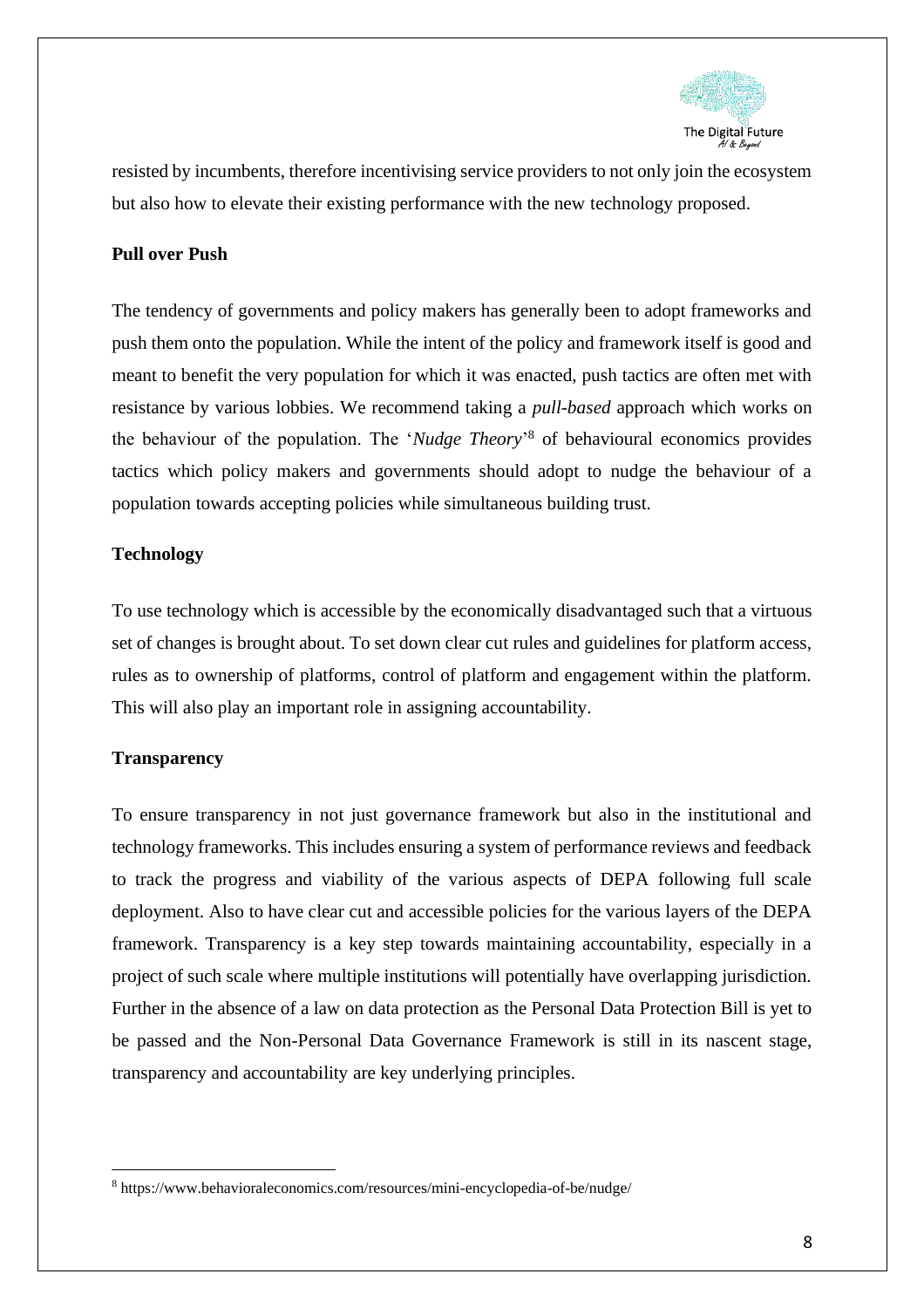resisted by incumbents, therefore incentivising service providers to not only join the ecosystem but also how to elevate their existing performance with the new technology proposed.

**Pull over Push**

The tendency of governments and policy makers has generally been to adopt frameworks and push them onto the population. While the intent of the policy and framework itself is good and meant to benefit the very population for which it was enacted, push tactics are often met with resistance by various lobbies. We recommend taking a *pull-based* approach which works on the behaviour of the population. The '*Nudge Theory*'[8] of behavioural economics provides tactics which policy makers and governments should adopt to nudge the behaviour of a population towards accepting policies while simultaneous building trust.

**Technology**

To use technology which is accessible by the economically disadvantaged such that a virtuous set of changes is brought about. To set down clear cut rules and guidelines for platform access, rules as to ownership of platforms, control of platform and engagement within the platform. This will also play an important role in assigning accountability.

**Transparency**

To ensure transparency in not just governance framework but also in the institutional and technology frameworks. This includes ensuring a system of performance reviews and feedback to track the progress and viability of the various aspects of DEPA following full scale deployment. Also to have clear cut and accessible policies for the various layers of the DEPA framework. Transparency is a key step towards maintaining accountability, especially in a project of such scale where multiple institutions will potentially have overlapping jurisdiction. Further in the absence of a law on data protection as the Personal Data Protection Bill is yet to be passed and the Non-Personal Data Governance Framework is still in its nascent stage, transparency and accountability are key underlying principles.

---

[8] https://www.behavioraleconomics.com/resources/mini-encyclopedia-of-be/nudge/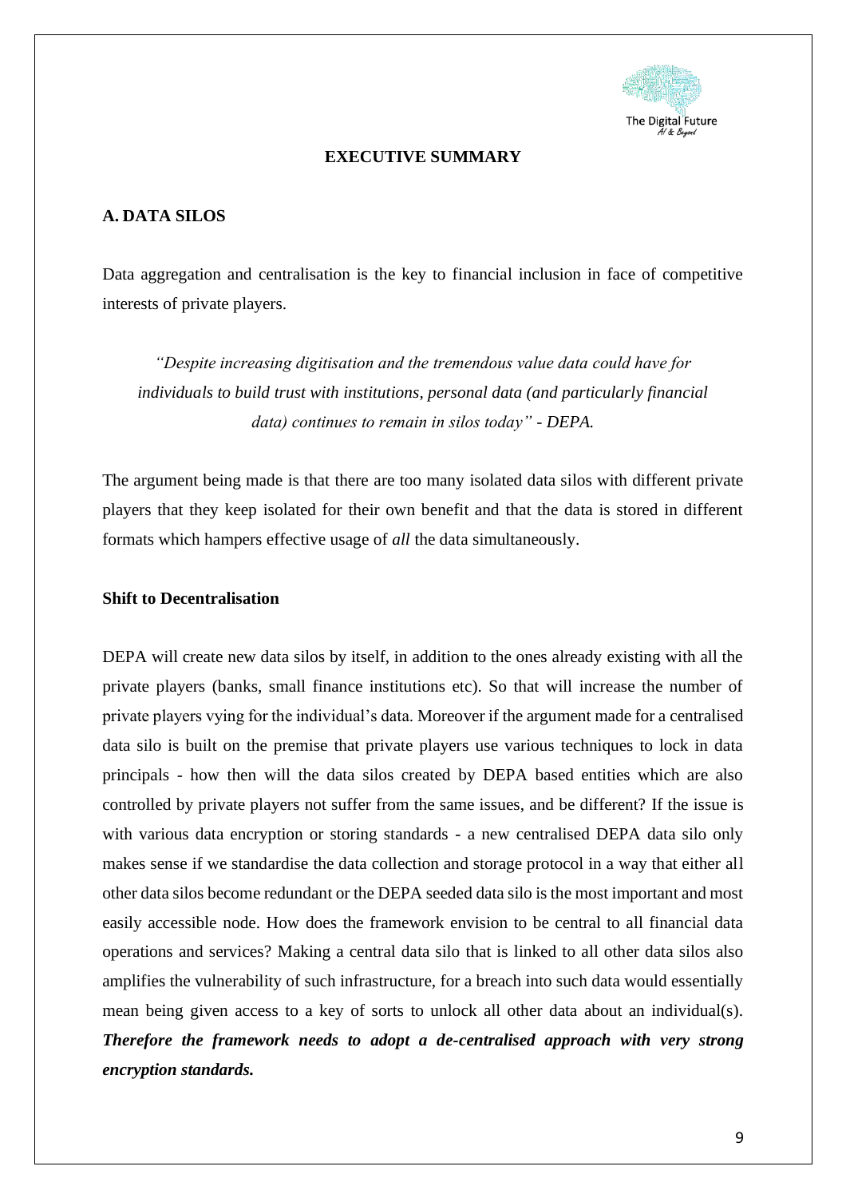# EXECUTIVE SUMMARY

## A. DATA SILOS

Data aggregation and centralisation is the key to financial inclusion in face of competitive interests of private players.

> *"Despite increasing digitisation and the tremendous value data could have for individuals to build trust with institutions, personal data (and particularly financial data) continues to remain in silos today" - DEPA.*

The argument being made is that there are too many isolated data silos with different private players that they keep isolated for their own benefit and that the data is stored in different formats which hampers effective usage of *all* the data simultaneously.

### Shift to Decentralisation

DEPA will create new data silos by itself, in addition to the ones already existing with all the private players (banks, small finance institutions etc). So that will increase the number of private players vying for the individual's data. Moreover if the argument made for a centralised data silo is built on the premise that private players use various techniques to lock in data principals - how then will the data silos created by DEPA based entities which are also controlled by private players not suffer from the same issues, and be different? If the issue is with various data encryption or storing standards - a new centralised DEPA data silo only makes sense if we standardise the data collection and storage protocol in a way that either all other data silos become redundant or the DEPA seeded data silo is the most important and most easily accessible node. How does the framework envision to be central to all financial data operations and services? Making a central data silo that is linked to all other data silos also amplifies the vulnerability of such infrastructure, for a breach into such data would essentially mean being given access to a key of sorts to unlock all other data about an individual(s). ***Therefore the framework needs to adopt a de-centralised approach with very strong encryption standards.***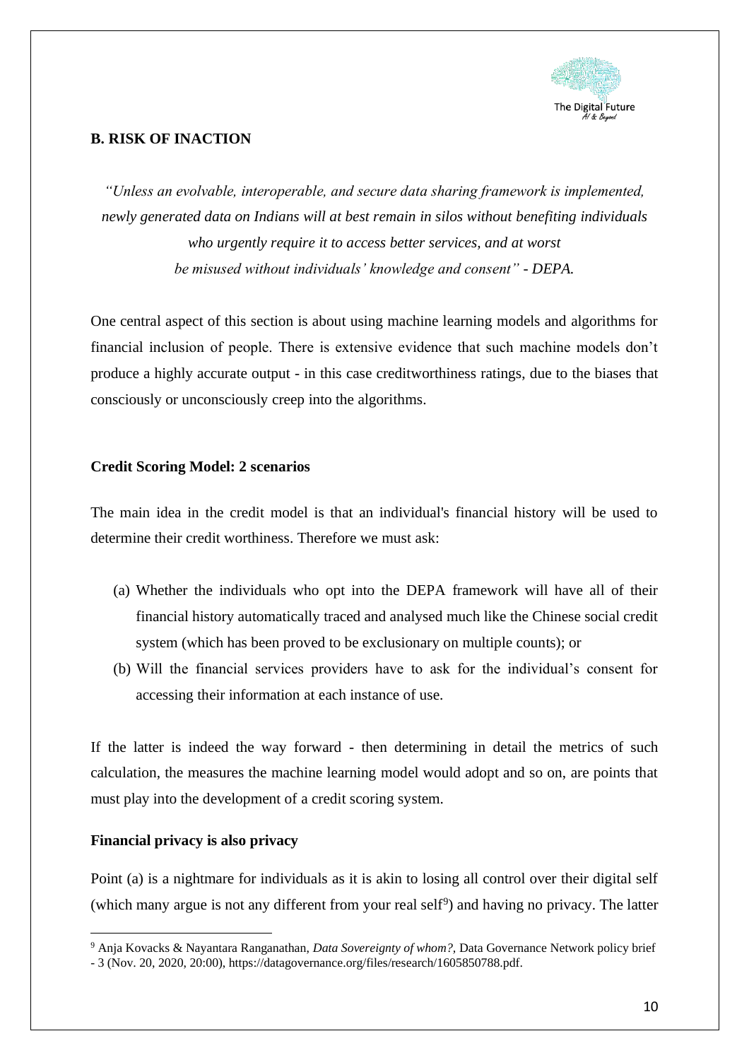## B. RISK OF INACTION

*"Unless an evolvable, interoperable, and secure data sharing framework is implemented, newly generated data on Indians will at best remain in silos without benefiting individuals who urgently require it to access better services, and at worst be misused without individuals' knowledge and consent" - DEPA.*

One central aspect of this section is about using machine learning models and algorithms for financial inclusion of people. There is extensive evidence that such machine models don't produce a highly accurate output - in this case creditworthiness ratings, due to the biases that consciously or unconsciously creep into the algorithms.

### Credit Scoring Model: 2 scenarios

The main idea in the credit model is that an individual's financial history will be used to determine their credit worthiness. Therefore we must ask:

(a) Whether the individuals who opt into the DEPA framework will have all of their financial history automatically traced and analysed much like the Chinese social credit system (which has been proved to be exclusionary on multiple counts); or

(b) Will the financial services providers have to ask for the individual's consent for accessing their information at each instance of use.

If the latter is indeed the way forward - then determining in detail the metrics of such calculation, the measures the machine learning model would adopt and so on, are points that must play into the development of a credit scoring system.

### Financial privacy is also privacy

Point (a) is a nightmare for individuals as it is akin to losing all control over their digital self (which many argue is not any different from your real self[9]) and having no privacy. The latter

[9] Anja Kovacks & Nayantara Ranganathan, *Data Sovereignty of whom?*, Data Governance Network policy brief - 3 (Nov. 20, 2020, 20:00), https://datagovernance.org/files/research/1605850788.pdf.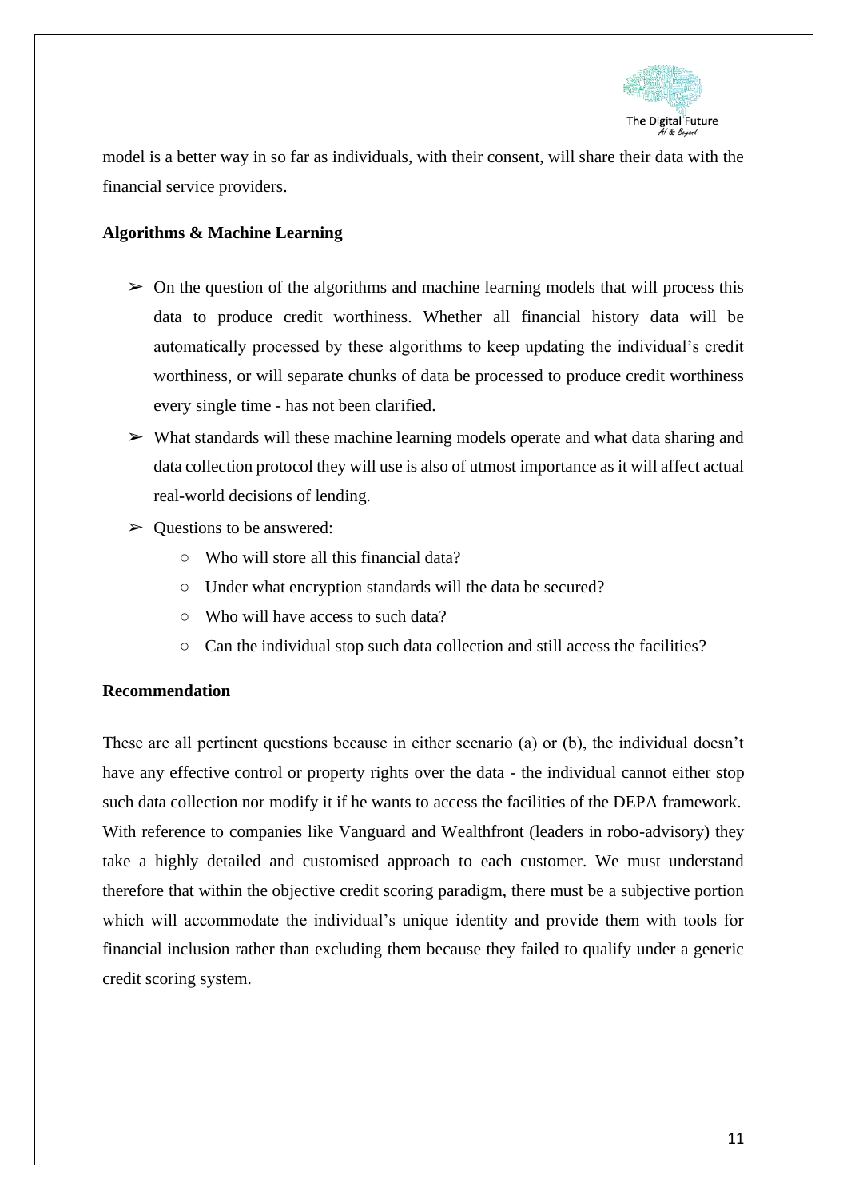model is a better way in so far as individuals, with their consent, will share their data with the financial service providers.

**Algorithms & Machine Learning**

- On the question of the algorithms and machine learning models that will process this data to produce credit worthiness. Whether all financial history data will be automatically processed by these algorithms to keep updating the individual's credit worthiness, or will separate chunks of data be processed to produce credit worthiness every single time - has not been clarified.
- What standards will these machine learning models operate and what data sharing and data collection protocol they will use is also of utmost importance as it will affect actual real-world decisions of lending.
- Questions to be answered:
  - Who will store all this financial data?
  - Under what encryption standards will the data be secured?
  - Who will have access to such data?
  - Can the individual stop such data collection and still access the facilities?

**Recommendation**

These are all pertinent questions because in either scenario (a) or (b), the individual doesn't have any effective control or property rights over the data - the individual cannot either stop such data collection nor modify it if he wants to access the facilities of the DEPA framework. With reference to companies like Vanguard and Wealthfront (leaders in robo-advisory) they take a highly detailed and customised approach to each customer. We must understand therefore that within the objective credit scoring paradigm, there must be a subjective portion which will accommodate the individual's unique identity and provide them with tools for financial inclusion rather than excluding them because they failed to qualify under a generic credit scoring system.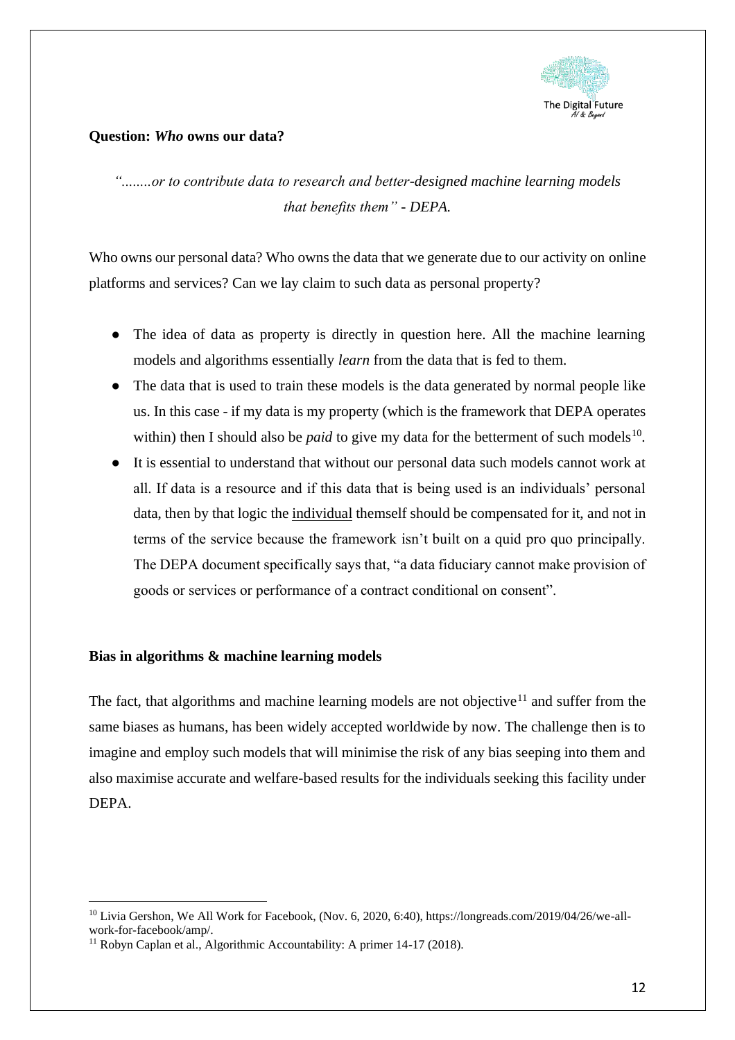**Question: *Who* owns our data?**

*"........or to contribute data to research and better-designed machine learning models that benefits them" - DEPA.*

Who owns our personal data? Who owns the data that we generate due to our activity on online platforms and services? Can we lay claim to such data as personal property?

- The idea of data as property is directly in question here. All the machine learning models and algorithms essentially *learn* from the data that is fed to them.
- The data that is used to train these models is the data generated by normal people like us. In this case - if my data is my property (which is the framework that DEPA operates within) then I should also be *paid* to give my data for the betterment of such models[10].
- It is essential to understand that without our personal data such models cannot work at all. If data is a resource and if this data that is being used is an individuals' personal data, then by that logic the <u>individual</u> themself should be compensated for it, and not in terms of the service because the framework isn't built on a quid pro quo principally. The DEPA document specifically says that, "a data fiduciary cannot make provision of goods or services or performance of a contract conditional on consent".

**Bias in algorithms & machine learning models**

The fact, that algorithms and machine learning models are not objective[11] and suffer from the same biases as humans, has been widely accepted worldwide by now. The challenge then is to imagine and employ such models that will minimise the risk of any bias seeping into them and also maximise accurate and welfare-based results for the individuals seeking this facility under DEPA.

---

[10] Livia Gershon, We All Work for Facebook, (Nov. 6, 2020, 6:40), https://longreads.com/2019/04/26/we-all-work-for-facebook/amp/.

[11] Robyn Caplan et al., Algorithmic Accountability: A primer 14-17 (2018).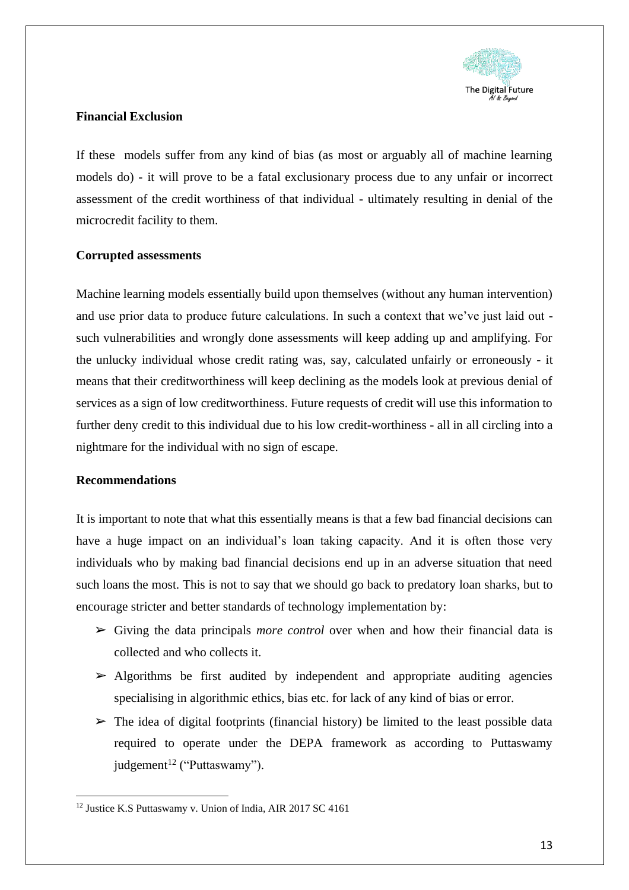**Financial Exclusion**

If these models suffer from any kind of bias (as most or arguably all of machine learning models do) - it will prove to be a fatal exclusionary process due to any unfair or incorrect assessment of the credit worthiness of that individual - ultimately resulting in denial of the microcredit facility to them.

**Corrupted assessments**

Machine learning models essentially build upon themselves (without any human intervention) and use prior data to produce future calculations. In such a context that we've just laid out - such vulnerabilities and wrongly done assessments will keep adding up and amplifying. For the unlucky individual whose credit rating was, say, calculated unfairly or erroneously - it means that their creditworthiness will keep declining as the models look at previous denial of services as a sign of low creditworthiness. Future requests of credit will use this information to further deny credit to this individual due to his low credit-worthiness - all in all circling into a nightmare for the individual with no sign of escape.

**Recommendations**

It is important to note that what this essentially means is that a few bad financial decisions can have a huge impact on an individual's loan taking capacity. And it is often those very individuals who by making bad financial decisions end up in an adverse situation that need such loans the most. This is not to say that we should go back to predatory loan sharks, but to encourage stricter and better standards of technology implementation by:

- Giving the data principals *more control* over when and how their financial data is collected and who collects it.
- Algorithms be first audited by independent and appropriate auditing agencies specialising in algorithmic ethics, bias etc. for lack of any kind of bias or error.
- The idea of digital footprints (financial history) be limited to the least possible data required to operate under the DEPA framework as according to Puttaswamy judgement[12] ("Puttaswamy").

[12] Justice K.S Puttaswamy v. Union of India, AIR 2017 SC 4161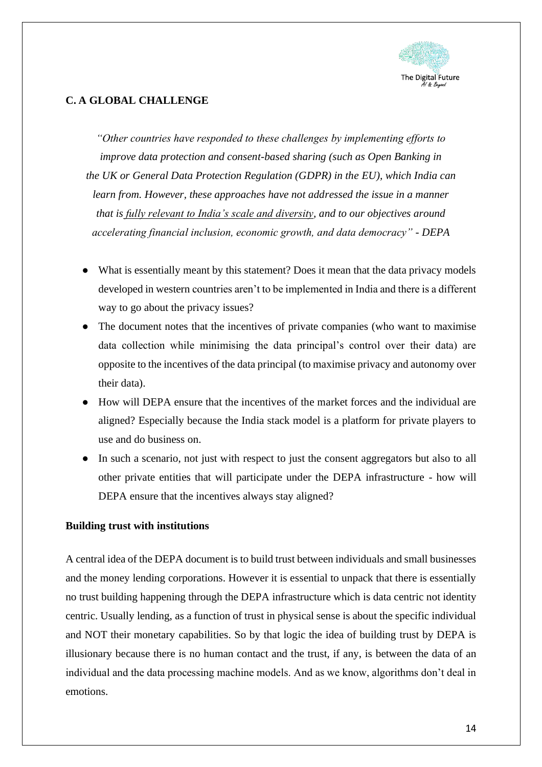## C. A GLOBAL CHALLENGE

*"Other countries have responded to these challenges by implementing efforts to improve data protection and consent-based sharing (such as Open Banking in the UK or General Data Protection Regulation (GDPR) in the EU), which India can learn from. However, these approaches have not addressed the issue in a manner that is fully relevant to India's scale and diversity, and to our objectives around accelerating financial inclusion, economic growth, and data democracy" - DEPA*

- What is essentially meant by this statement? Does it mean that the data privacy models developed in western countries aren't to be implemented in India and there is a different way to go about the privacy issues?
- The document notes that the incentives of private companies (who want to maximise data collection while minimising the data principal's control over their data) are opposite to the incentives of the data principal (to maximise privacy and autonomy over their data).
- How will DEPA ensure that the incentives of the market forces and the individual are aligned? Especially because the India stack model is a platform for private players to use and do business on.
- In such a scenario, not just with respect to just the consent aggregators but also to all other private entities that will participate under the DEPA infrastructure - how will DEPA ensure that the incentives always stay aligned?

### Building trust with institutions

A central idea of the DEPA document is to build trust between individuals and small businesses and the money lending corporations. However it is essential to unpack that there is essentially no trust building happening through the DEPA infrastructure which is data centric not identity centric. Usually lending, as a function of trust in physical sense is about the specific individual and NOT their monetary capabilities. So by that logic the idea of building trust by DEPA is illusionary because there is no human contact and the trust, if any, is between the data of an individual and the data processing machine models. And as we know, algorithms don't deal in emotions.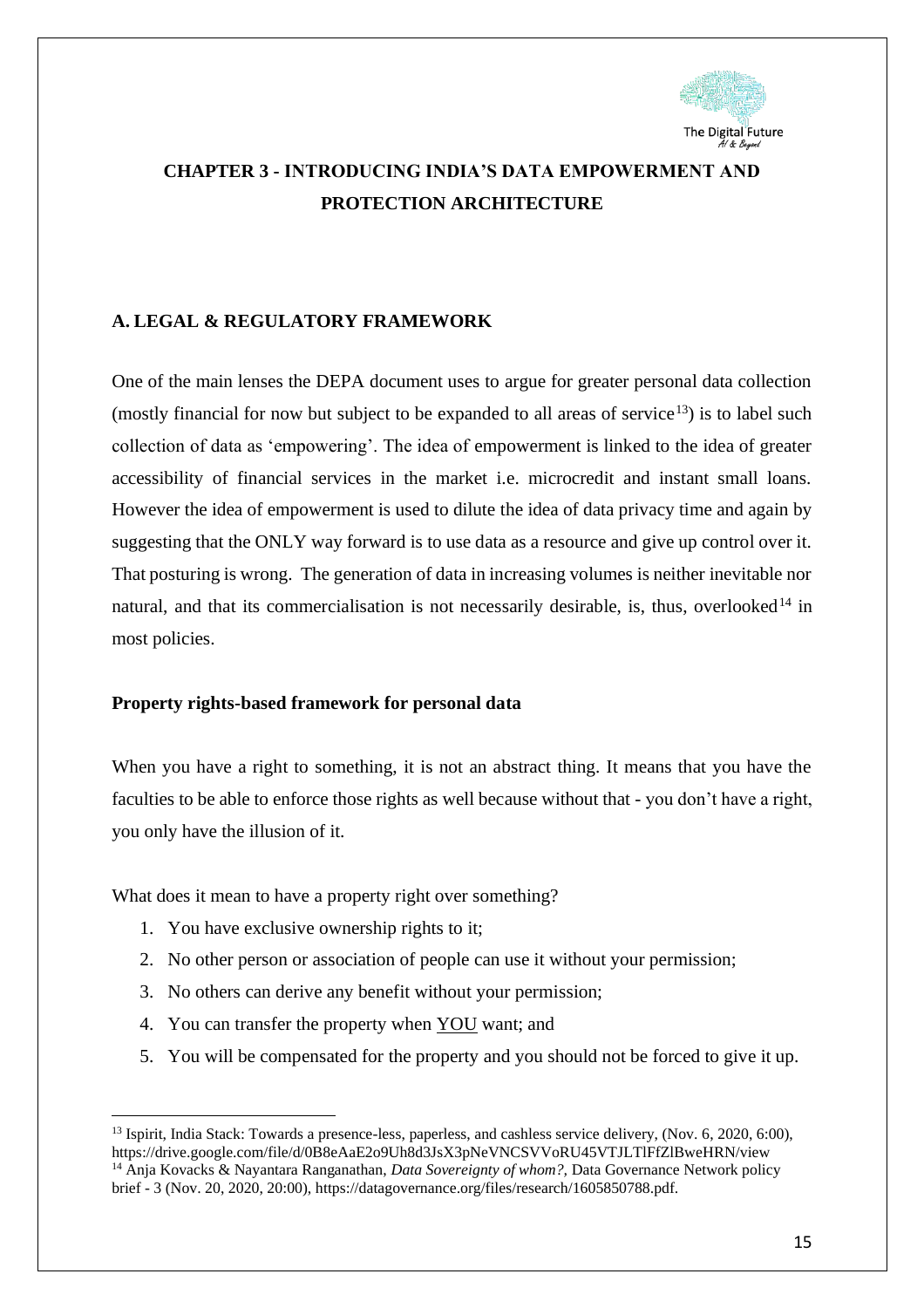# CHAPTER 3 - INTRODUCING INDIA'S DATA EMPOWERMENT AND PROTECTION ARCHITECTURE

## A. LEGAL & REGULATORY FRAMEWORK

One of the main lenses the DEPA document uses to argue for greater personal data collection (mostly financial for now but subject to be expanded to all areas of service[13]) is to label such collection of data as 'empowering'. The idea of empowerment is linked to the idea of greater accessibility of financial services in the market i.e. microcredit and instant small loans. However the idea of empowerment is used to dilute the idea of data privacy time and again by suggesting that the ONLY way forward is to use data as a resource and give up control over it. That posturing is wrong. The generation of data in increasing volumes is neither inevitable nor natural, and that its commercialisation is not necessarily desirable, is, thus, overlooked[14] in most policies.

### Property rights-based framework for personal data

When you have a right to something, it is not an abstract thing. It means that you have the faculties to be able to enforce those rights as well because without that - you don't have a right, you only have the illusion of it.

What does it mean to have a property right over something?

1. You have exclusive ownership rights to it;
2. No other person or association of people can use it without your permission;
3. No others can derive any benefit without your permission;
4. You can transfer the property when <u>YOU</u> want; and
5. You will be compensated for the property and you should not be forced to give it up.

---

[13] Ispirit, India Stack: Towards a presence-less, paperless, and cashless service delivery, (Nov. 6, 2020, 6:00), https://drive.google.com/file/d/0B8eAaE2o9Uh8d3JsX3pNeVNCSVVoRU45VTJLTlFfZlBweHRN/view

[14] Anja Kovacks & Nayantara Ranganathan, *Data Sovereignty of whom?*, Data Governance Network policy brief - 3 (Nov. 20, 2020, 20:00), https://datagovernance.org/files/research/1605850788.pdf.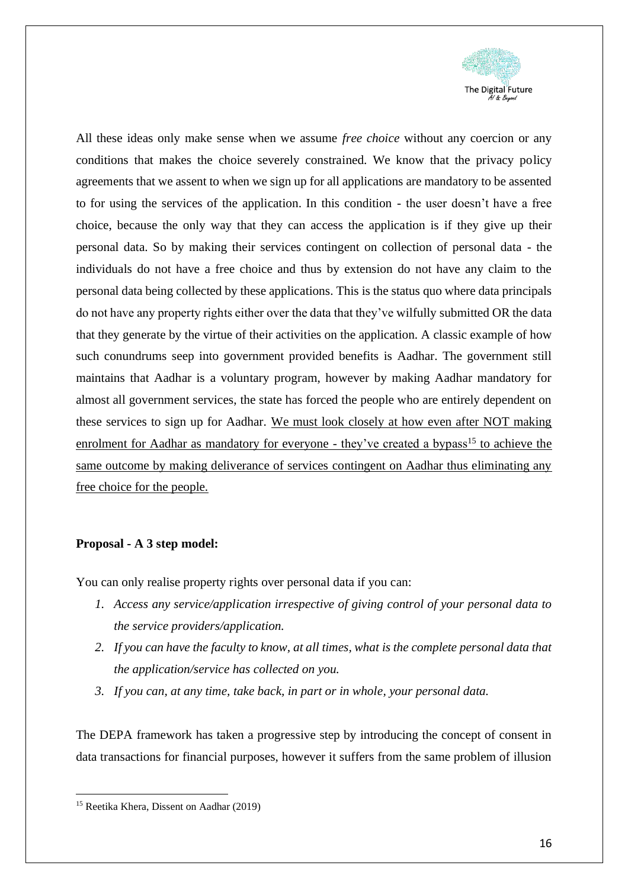All these ideas only make sense when we assume *free choice* without any coercion or any conditions that makes the choice severely constrained. We know that the privacy policy agreements that we assent to when we sign up for all applications are mandatory to be assented to for using the services of the application. In this condition - the user doesn't have a free choice, because the only way that they can access the application is if they give up their personal data. So by making their services contingent on collection of personal data - the individuals do not have a free choice and thus by extension do not have any claim to the personal data being collected by these applications. This is the status quo where data principals do not have any property rights either over the data that they've wilfully submitted OR the data that they generate by the virtue of their activities on the application. A classic example of how such conundrums seep into government provided benefits is Aadhar. The government still maintains that Aadhar is a voluntary program, however by making Aadhar mandatory for almost all government services, the state has forced the people who are entirely dependent on these services to sign up for Aadhar. <u>We must look closely at how even after NOT making enrolment for Aadhar as mandatory for everyone - they've created a bypass[15] to achieve the same outcome by making deliverance of services contingent on Aadhar thus eliminating any free choice for the people.</u>

**Proposal - A 3 step model:**

You can only realise property rights over personal data if you can:

1. *Access any service/application irrespective of giving control of your personal data to the service providers/application.*
2. *If you can have the faculty to know, at all times, what is the complete personal data that the application/service has collected on you.*
3. *If you can, at any time, take back, in part or in whole, your personal data.*

The DEPA framework has taken a progressive step by introducing the concept of consent in data transactions for financial purposes, however it suffers from the same problem of illusion

---

[15] Reetika Khera, Dissent on Aadhar (2019)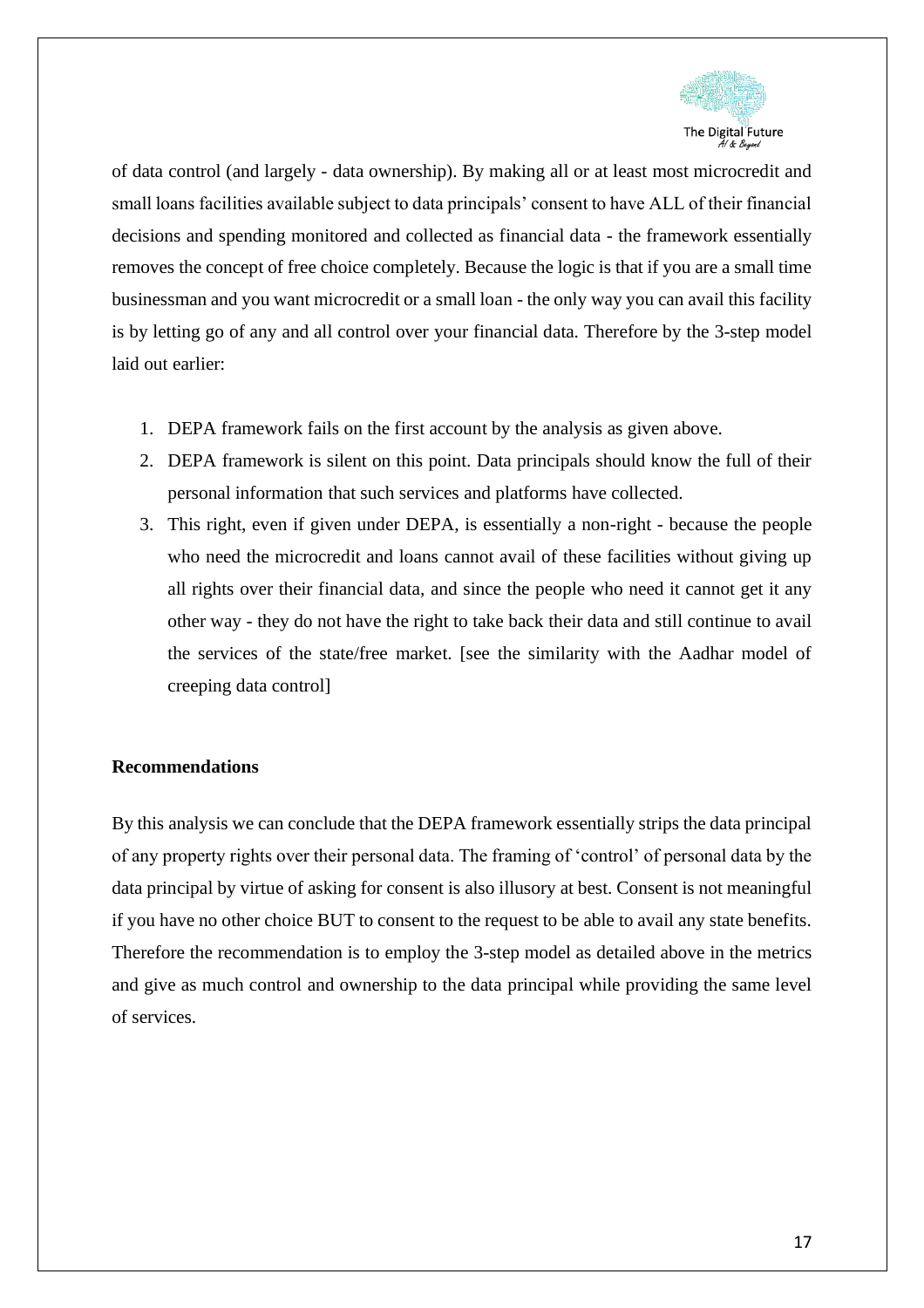of data control (and largely - data ownership). By making all or at least most microcredit and small loans facilities available subject to data principals' consent to have ALL of their financial decisions and spending monitored and collected as financial data - the framework essentially removes the concept of free choice completely. Because the logic is that if you are a small time businessman and you want microcredit or a small loan - the only way you can avail this facility is by letting go of any and all control over your financial data. Therefore by the 3-step model laid out earlier:

1. DEPA framework fails on the first account by the analysis as given above.
2. DEPA framework is silent on this point. Data principals should know the full of their personal information that such services and platforms have collected.
3. This right, even if given under DEPA, is essentially a non-right - because the people who need the microcredit and loans cannot avail of these facilities without giving up all rights over their financial data, and since the people who need it cannot get it any other way - they do not have the right to take back their data and still continue to avail the services of the state/free market. [see the similarity with the Aadhar model of creeping data control]

**Recommendations**

By this analysis we can conclude that the DEPA framework essentially strips the data principal of any property rights over their personal data. The framing of 'control' of personal data by the data principal by virtue of asking for consent is also illusory at best. Consent is not meaningful if you have no other choice BUT to consent to the request to be able to avail any state benefits. Therefore the recommendation is to employ the 3-step model as detailed above in the metrics and give as much control and ownership to the data principal while providing the same level of services.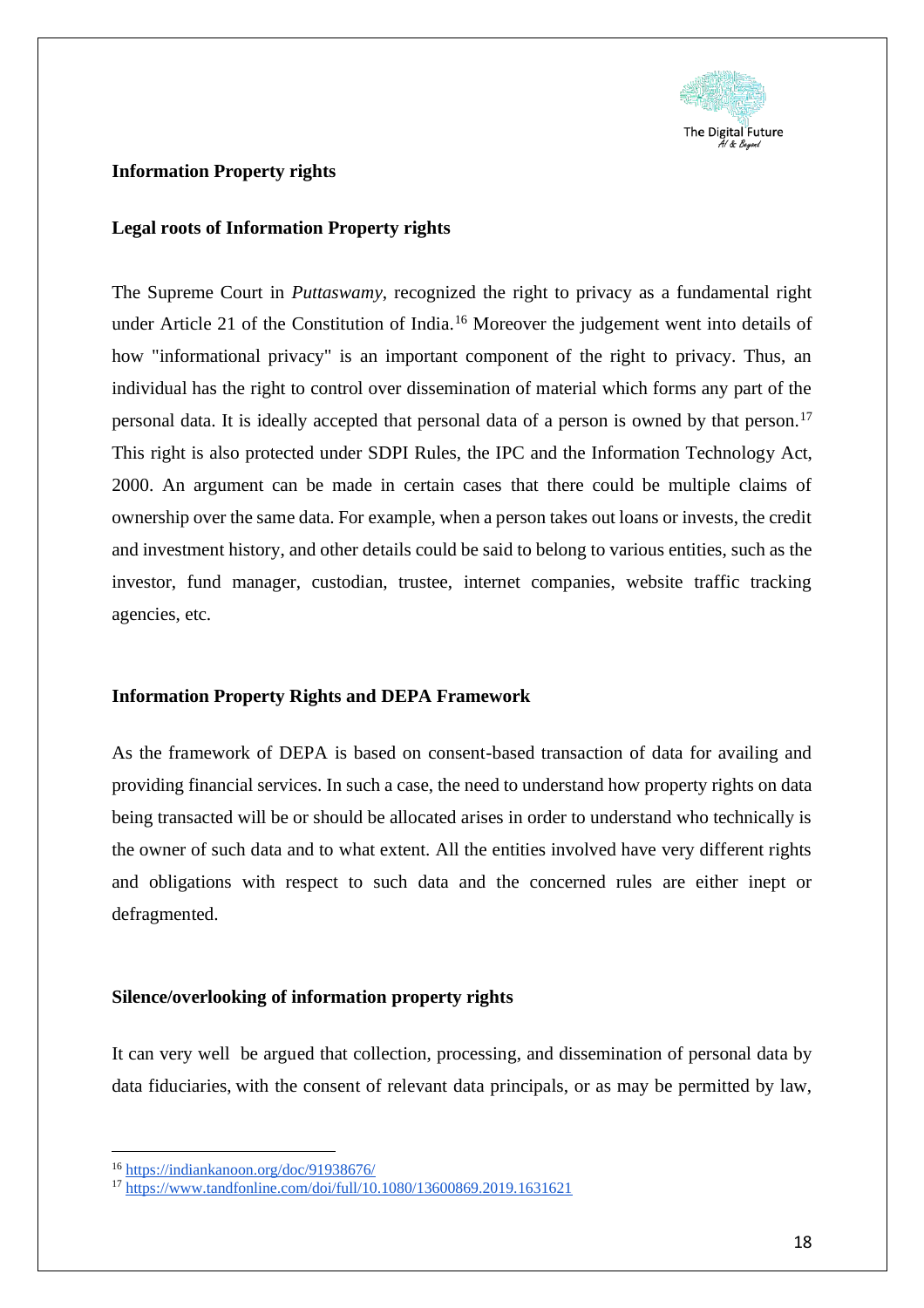**Information Property rights**

**Legal roots of Information Property rights**

The Supreme Court in *Puttaswamy*, recognized the right to privacy as a fundamental right under Article 21 of the Constitution of India.[16] Moreover the judgement went into details of how "informational privacy" is an important component of the right to privacy. Thus, an individual has the right to control over dissemination of material which forms any part of the personal data. It is ideally accepted that personal data of a person is owned by that person.[17] This right is also protected under SDPI Rules, the IPC and the Information Technology Act, 2000. An argument can be made in certain cases that there could be multiple claims of ownership over the same data. For example, when a person takes out loans or invests, the credit and investment history, and other details could be said to belong to various entities, such as the investor, fund manager, custodian, trustee, internet companies, website traffic tracking agencies, etc.

**Information Property Rights and DEPA Framework**

As the framework of DEPA is based on consent-based transaction of data for availing and providing financial services. In such a case, the need to understand how property rights on data being transacted will be or should be allocated arises in order to understand who technically is the owner of such data and to what extent. All the entities involved have very different rights and obligations with respect to such data and the concerned rules are either inept or defragmented.

**Silence/overlooking of information property rights**

It can very well be argued that collection, processing, and dissemination of personal data by data fiduciaries, with the consent of relevant data principals, or as may be permitted by law,

---

[16] https://indiankanoon.org/doc/91938676/

[17] https://www.tandfonline.com/doi/full/10.1080/13600869.2019.1631621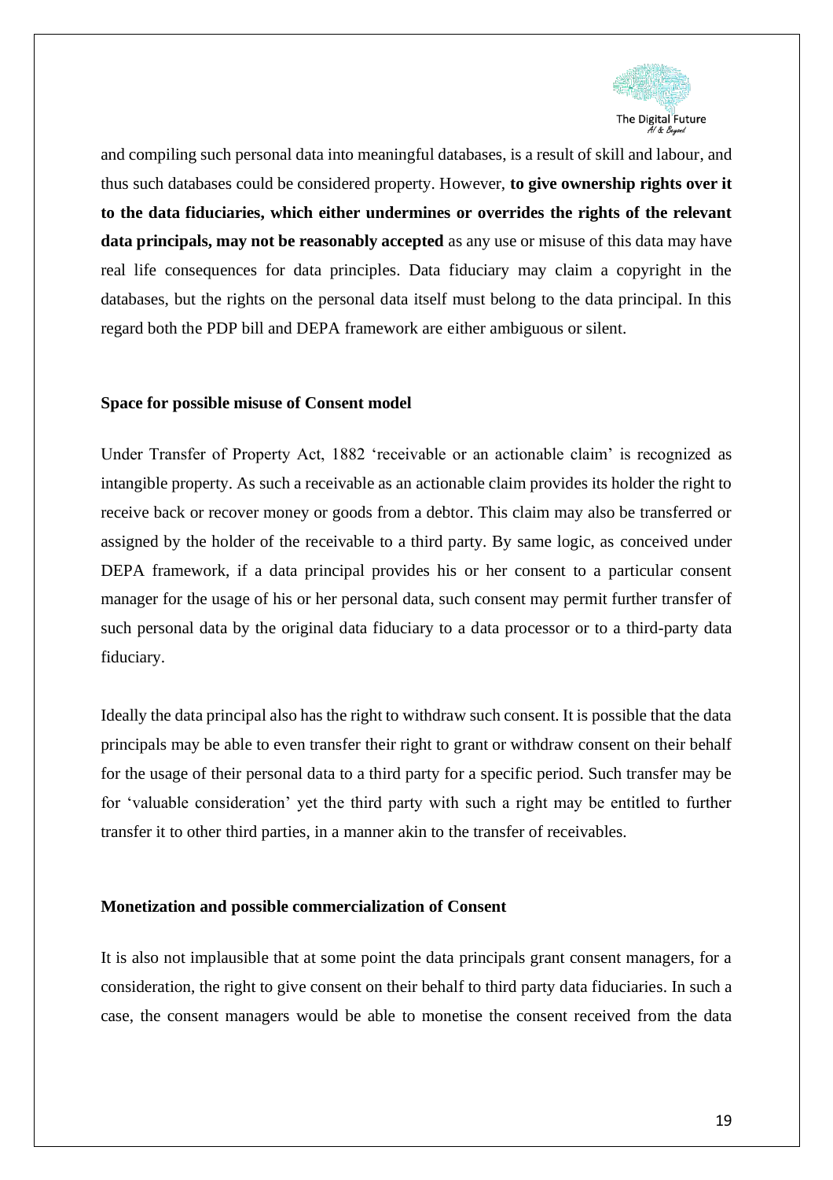and compiling such personal data into meaningful databases, is a result of skill and labour, and thus such databases could be considered property. However, **to give ownership rights over it to the data fiduciaries, which either undermines or overrides the rights of the relevant data principals, may not be reasonably accepted** as any use or misuse of this data may have real life consequences for data principles. Data fiduciary may claim a copyright in the databases, but the rights on the personal data itself must belong to the data principal. In this regard both the PDP bill and DEPA framework are either ambiguous or silent.

**Space for possible misuse of Consent model**

Under Transfer of Property Act, 1882 'receivable or an actionable claim' is recognized as intangible property. As such a receivable as an actionable claim provides its holder the right to receive back or recover money or goods from a debtor. This claim may also be transferred or assigned by the holder of the receivable to a third party. By same logic, as conceived under DEPA framework, if a data principal provides his or her consent to a particular consent manager for the usage of his or her personal data, such consent may permit further transfer of such personal data by the original data fiduciary to a data processor or to a third-party data fiduciary.

Ideally the data principal also has the right to withdraw such consent. It is possible that the data principals may be able to even transfer their right to grant or withdraw consent on their behalf for the usage of their personal data to a third party for a specific period. Such transfer may be for 'valuable consideration' yet the third party with such a right may be entitled to further transfer it to other third parties, in a manner akin to the transfer of receivables.

**Monetization and possible commercialization of Consent**

It is also not implausible that at some point the data principals grant consent managers, for a consideration, the right to give consent on their behalf to third party data fiduciaries. In such a case, the consent managers would be able to monetise the consent received from the data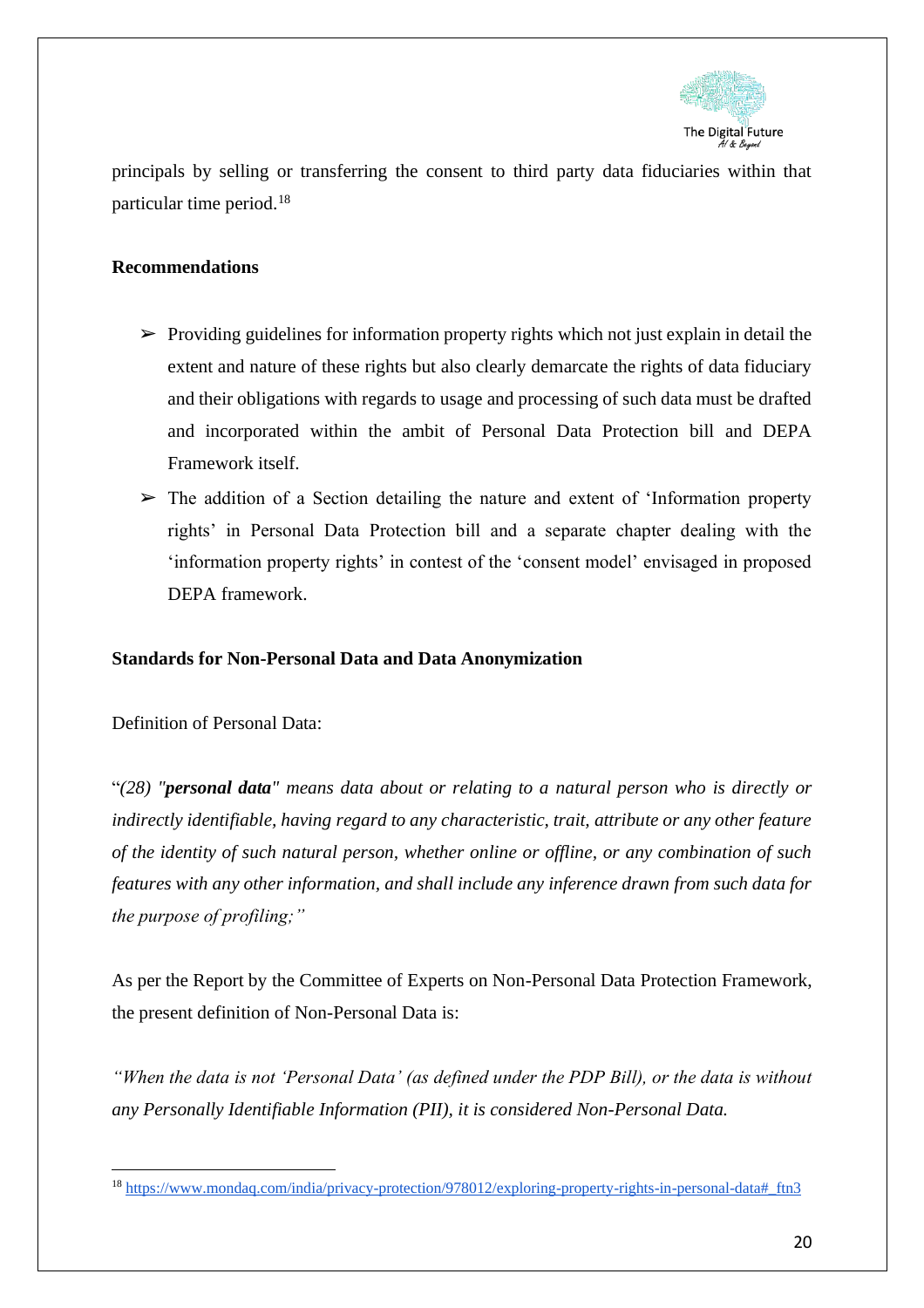principals by selling or transferring the consent to third party data fiduciaries within that particular time period.[18]

**Recommendations**

- Providing guidelines for information property rights which not just explain in detail the extent and nature of these rights but also clearly demarcate the rights of data fiduciary and their obligations with regards to usage and processing of such data must be drafted and incorporated within the ambit of Personal Data Protection bill and DEPA Framework itself.
- The addition of a Section detailing the nature and extent of 'Information property rights' in Personal Data Protection bill and a separate chapter dealing with the 'information property rights' in contest of the 'consent model' envisaged in proposed DEPA framework.

**Standards for Non-Personal Data and Data Anonymization**

Definition of Personal Data:

"*(28) "**personal data**" means data about or relating to a natural person who is directly or indirectly identifiable, having regard to any characteristic, trait, attribute or any other feature of the identity of such natural person, whether online or offline, or any combination of such features with any other information, and shall include any inference drawn from such data for the purpose of profiling;"*

As per the Report by the Committee of Experts on Non-Personal Data Protection Framework, the present definition of Non-Personal Data is:

*"When the data is not 'Personal Data' (as defined under the PDP Bill), or the data is without any Personally Identifiable Information (PII), it is considered Non-Personal Data.*

---

[18] https://www.mondaq.com/india/privacy-protection/978012/exploring-property-rights-in-personal-data#_ftn3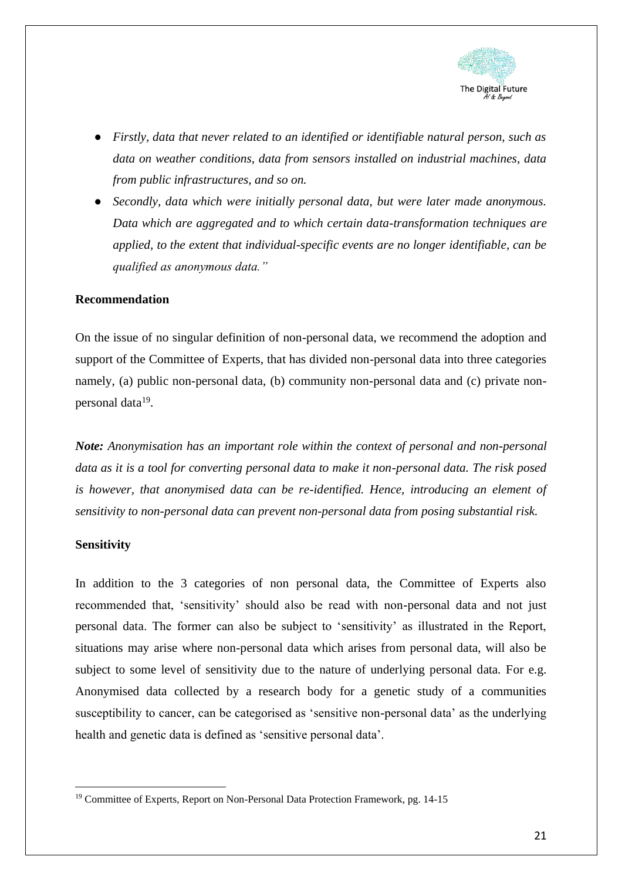- *Firstly, data that never related to an identified or identifiable natural person, such as data on weather conditions, data from sensors installed on industrial machines, data from public infrastructures, and so on.*
- *Secondly, data which were initially personal data, but were later made anonymous. Data which are aggregated and to which certain data-transformation techniques are applied, to the extent that individual-specific events are no longer identifiable, can be qualified as anonymous data."*

**Recommendation**

On the issue of no singular definition of non-personal data, we recommend the adoption and support of the Committee of Experts, that has divided non-personal data into three categories namely, (a) public non-personal data, (b) community non-personal data and (c) private non-personal data[19].

***Note:*** *Anonymisation has an important role within the context of personal and non-personal data as it is a tool for converting personal data to make it non-personal data. The risk posed is however, that anonymised data can be re-identified. Hence, introducing an element of sensitivity to non-personal data can prevent non-personal data from posing substantial risk.*

**Sensitivity**

In addition to the 3 categories of non personal data, the Committee of Experts also recommended that, 'sensitivity' should also be read with non-personal data and not just personal data. The former can also be subject to 'sensitivity' as illustrated in the Report, situations may arise where non-personal data which arises from personal data, will also be subject to some level of sensitivity due to the nature of underlying personal data. For e.g. Anonymised data collected by a research body for a genetic study of a communities susceptibility to cancer, can be categorised as 'sensitive non-personal data' as the underlying health and genetic data is defined as 'sensitive personal data'.

[19] Committee of Experts, Report on Non-Personal Data Protection Framework, pg. 14-15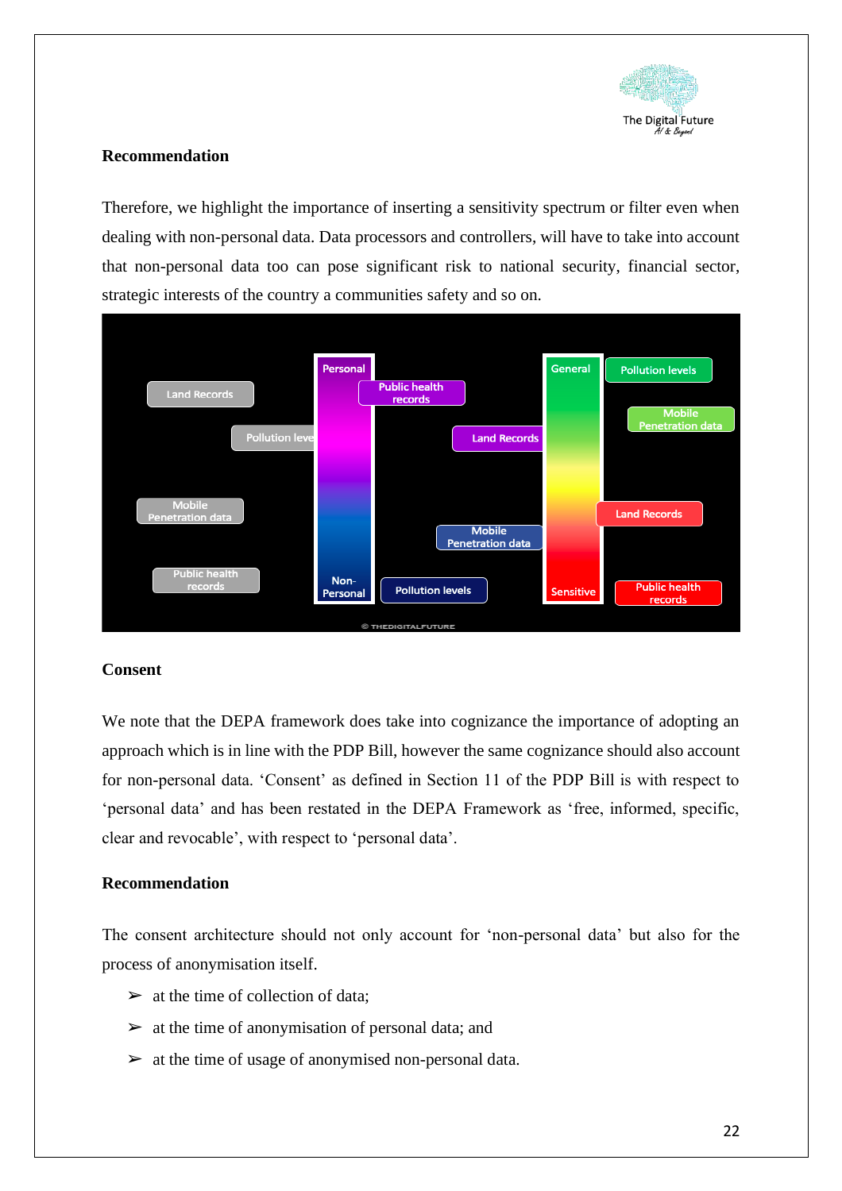**Recommendation**

Therefore, we highlight the importance of inserting a sensitivity spectrum or filter even when dealing with non-personal data. Data processors and controllers, will have to take into account that non-personal data too can pose significant risk to national security, financial sector, strategic interests of the country a communities safety and so on.

**Consent**

We note that the DEPA framework does take into cognizance the importance of adopting an approach which is in line with the PDP Bill, however the same cognizance should also account for non-personal data. 'Consent' as defined in Section 11 of the PDP Bill is with respect to 'personal data' and has been restated in the DEPA Framework as 'free, informed, specific, clear and revocable', with respect to 'personal data'.

**Recommendation**

The consent architecture should not only account for 'non-personal data' but also for the process of anonymisation itself.

- at the time of collection of data;
- at the time of anonymisation of personal data; and
- at the time of usage of anonymised non-personal data.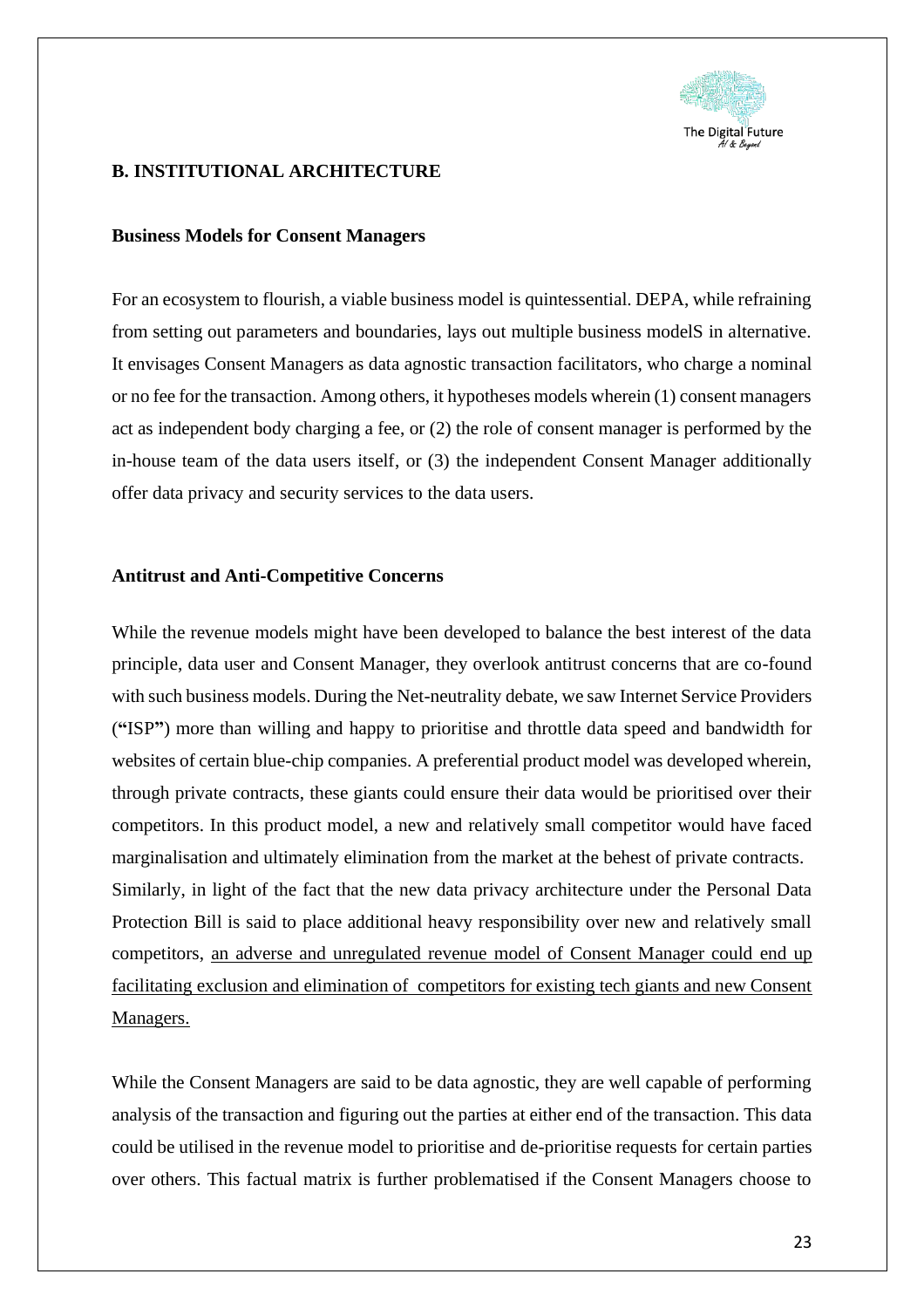## B. INSTITUTIONAL ARCHITECTURE

### Business Models for Consent Managers

For an ecosystem to flourish, a viable business model is quintessential. DEPA, while refraining from setting out parameters and boundaries, lays out multiple business modelS in alternative. It envisages Consent Managers as data agnostic transaction facilitators, who charge a nominal or no fee for the transaction. Among others, it hypotheses models wherein (1) consent managers act as independent body charging a fee, or (2) the role of consent manager is performed by the in-house team of the data users itself, or (3) the independent Consent Manager additionally offer data privacy and security services to the data users.

### Antitrust and Anti-Competitive Concerns

While the revenue models might have been developed to balance the best interest of the data principle, data user and Consent Manager, they overlook antitrust concerns that are co-found with such business models. During the Net-neutrality debate, we saw Internet Service Providers (**"**ISP**"**) more than willing and happy to prioritise and throttle data speed and bandwidth for websites of certain blue-chip companies. A preferential product model was developed wherein, through private contracts, these giants could ensure their data would be prioritised over their competitors. In this product model, a new and relatively small competitor would have faced marginalisation and ultimately elimination from the market at the behest of private contracts. Similarly, in light of the fact that the new data privacy architecture under the Personal Data Protection Bill is said to place additional heavy responsibility over new and relatively small competitors, <u>an adverse and unregulated revenue model of Consent Manager could end up facilitating exclusion and elimination of competitors for existing tech giants and new Consent Managers.</u>

While the Consent Managers are said to be data agnostic, they are well capable of performing analysis of the transaction and figuring out the parties at either end of the transaction. This data could be utilised in the revenue model to prioritise and de-prioritise requests for certain parties over others. This factual matrix is further problematised if the Consent Managers choose to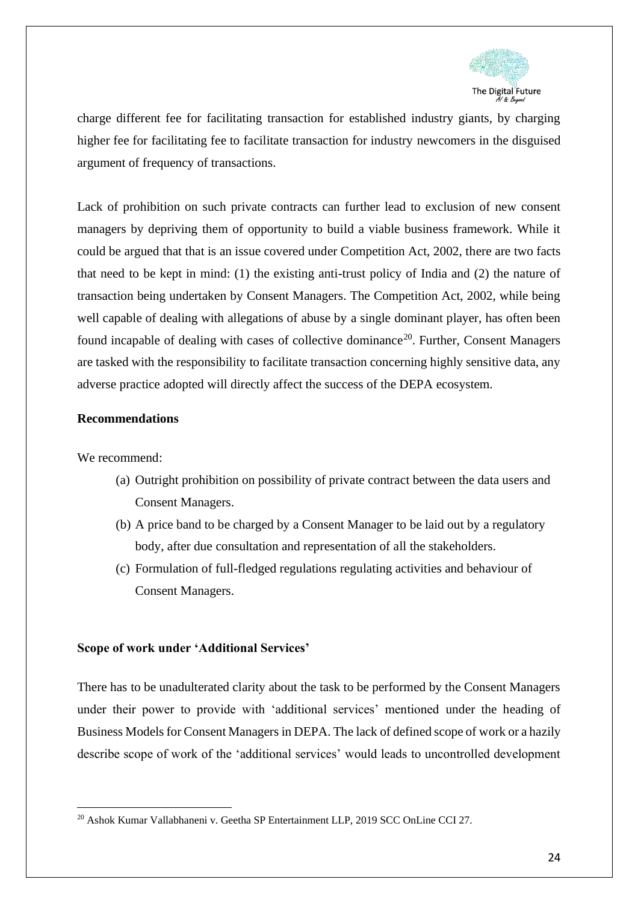charge different fee for facilitating transaction for established industry giants, by charging higher fee for facilitating fee to facilitate transaction for industry newcomers in the disguised argument of frequency of transactions.

Lack of prohibition on such private contracts can further lead to exclusion of new consent managers by depriving them of opportunity to build a viable business framework. While it could be argued that that is an issue covered under Competition Act, 2002, there are two facts that need to be kept in mind: (1) the existing anti-trust policy of India and (2) the nature of transaction being undertaken by Consent Managers. The Competition Act, 2002, while being well capable of dealing with allegations of abuse by a single dominant player, has often been found incapable of dealing with cases of collective dominance[20]. Further, Consent Managers are tasked with the responsibility to facilitate transaction concerning highly sensitive data, any adverse practice adopted will directly affect the success of the DEPA ecosystem.

**Recommendations**

We recommend:

(a) Outright prohibition on possibility of private contract between the data users and Consent Managers.

(b) A price band to be charged by a Consent Manager to be laid out by a regulatory body, after due consultation and representation of all the stakeholders.

(c) Formulation of full-fledged regulations regulating activities and behaviour of Consent Managers.

**Scope of work under 'Additional Services'**

There has to be unadulterated clarity about the task to be performed by the Consent Managers under their power to provide with 'additional services' mentioned under the heading of Business Models for Consent Managers in DEPA. The lack of defined scope of work or a hazily describe scope of work of the 'additional services' would leads to uncontrolled development

[20] Ashok Kumar Vallabhaneni v. Geetha SP Entertainment LLP, 2019 SCC OnLine CCI 27.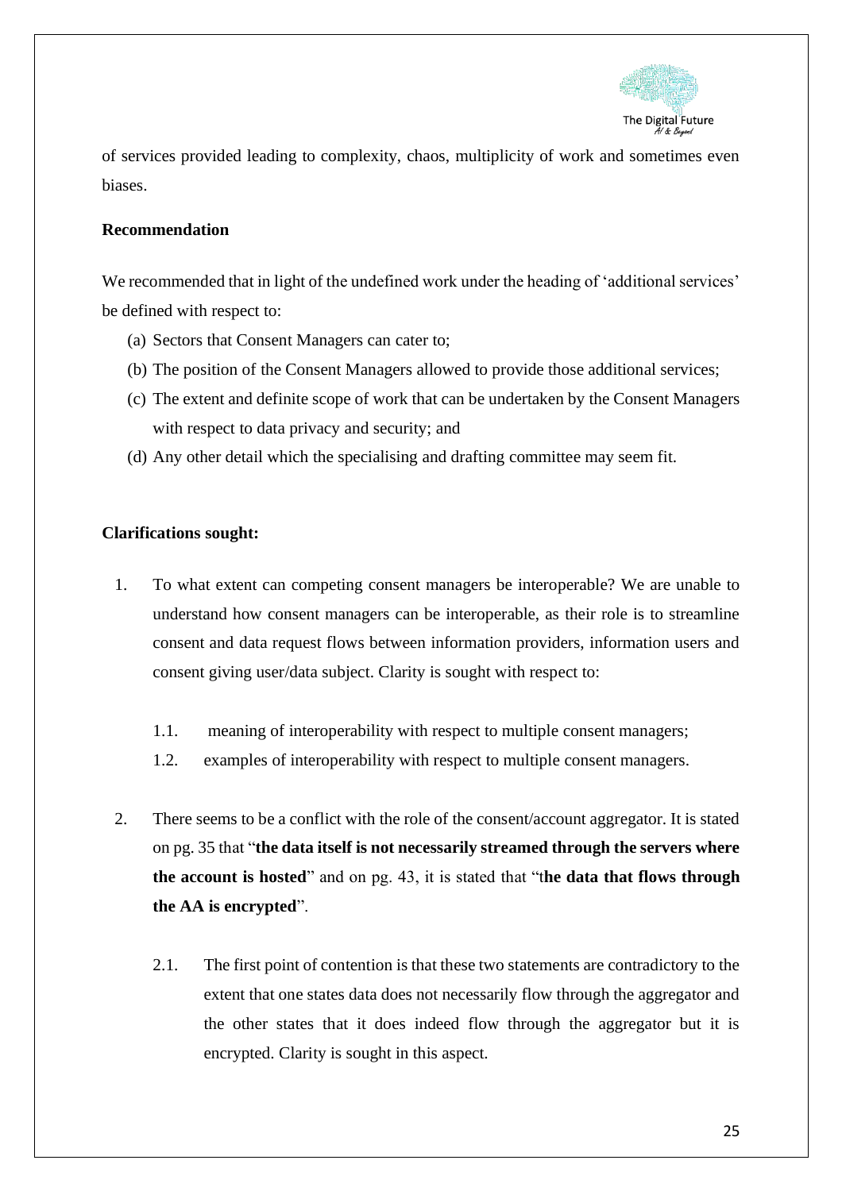of services provided leading to complexity, chaos, multiplicity of work and sometimes even biases.

**Recommendation**

We recommended that in light of the undefined work under the heading of 'additional services' be defined with respect to:

(a) Sectors that Consent Managers can cater to;
(b) The position of the Consent Managers allowed to provide those additional services;
(c) The extent and definite scope of work that can be undertaken by the Consent Managers with respect to data privacy and security; and
(d) Any other detail which the specialising and drafting committee may seem fit.

**Clarifications sought:**

1. To what extent can competing consent managers be interoperable? We are unable to understand how consent managers can be interoperable, as their role is to streamline consent and data request flows between information providers, information users and consent giving user/data subject. Clarity is sought with respect to:

   1.1. meaning of interoperability with respect to multiple consent managers;

   1.2. examples of interoperability with respect to multiple consent managers.

2. There seems to be a conflict with the role of the consent/account aggregator. It is stated on pg. 35 that "**the data itself is not necessarily streamed through the servers where the account is hosted**" and on pg. 43, it is stated that "t**he data that flows through the AA is encrypted**".

   2.1. The first point of contention is that these two statements are contradictory to the extent that one states data does not necessarily flow through the aggregator and the other states that it does indeed flow through the aggregator but it is encrypted. Clarity is sought in this aspect.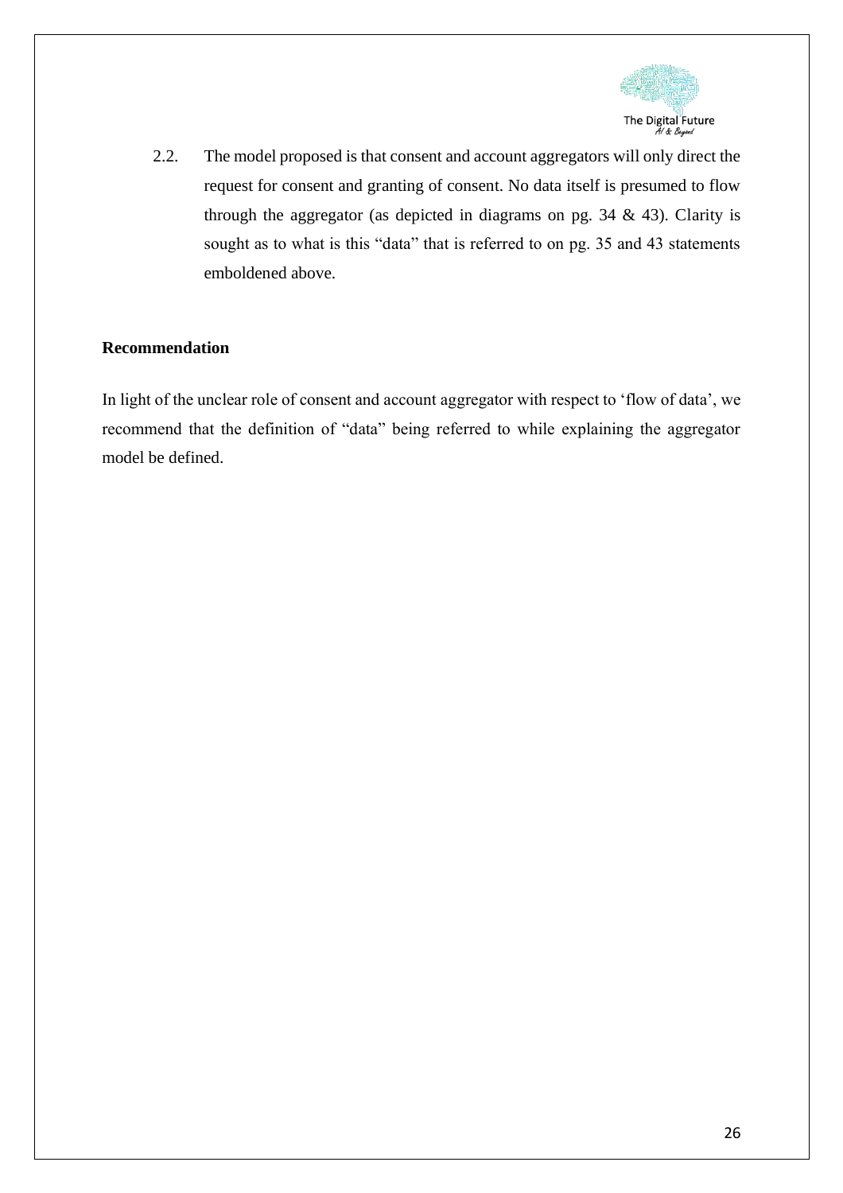2.2. The model proposed is that consent and account aggregators will only direct the request for consent and granting of consent. No data itself is presumed to flow through the aggregator (as depicted in diagrams on pg. 34 & 43). Clarity is sought as to what is this "data" that is referred to on pg. 35 and 43 statements emboldened above.

**Recommendation**

In light of the unclear role of consent and account aggregator with respect to 'flow of data', we recommend that the definition of "data" being referred to while explaining the aggregator model be defined.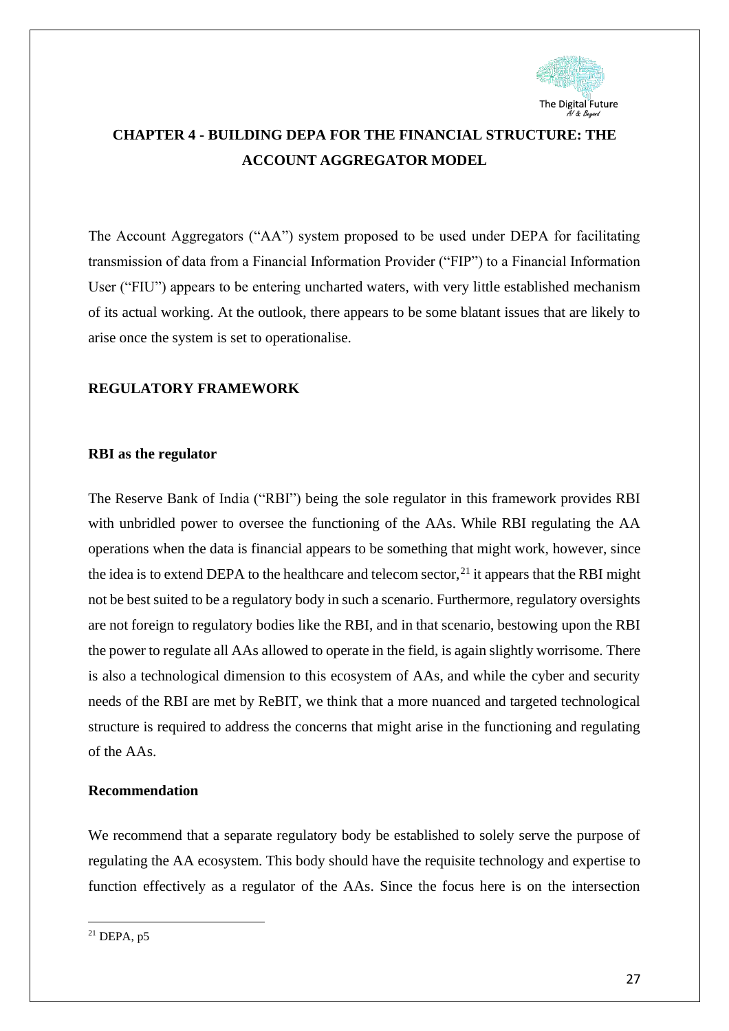## CHAPTER 4 - BUILDING DEPA FOR THE FINANCIAL STRUCTURE: THE ACCOUNT AGGREGATOR MODEL

The Account Aggregators ("AA") system proposed to be used under DEPA for facilitating transmission of data from a Financial Information Provider ("FIP") to a Financial Information User ("FIU") appears to be entering uncharted waters, with very little established mechanism of its actual working. At the outlook, there appears to be some blatant issues that are likely to arise once the system is set to operationalise.

### REGULATORY FRAMEWORK

#### RBI as the regulator

The Reserve Bank of India ("RBI") being the sole regulator in this framework provides RBI with unbridled power to oversee the functioning of the AAs. While RBI regulating the AA operations when the data is financial appears to be something that might work, however, since the idea is to extend DEPA to the healthcare and telecom sector,[21] it appears that the RBI might not be best suited to be a regulatory body in such a scenario. Furthermore, regulatory oversights are not foreign to regulatory bodies like the RBI, and in that scenario, bestowing upon the RBI the power to regulate all AAs allowed to operate in the field, is again slightly worrisome. There is also a technological dimension to this ecosystem of AAs, and while the cyber and security needs of the RBI are met by ReBIT, we think that a more nuanced and targeted technological structure is required to address the concerns that might arise in the functioning and regulating of the AAs.

#### Recommendation

We recommend that a separate regulatory body be established to solely serve the purpose of regulating the AA ecosystem. This body should have the requisite technology and expertise to function effectively as a regulator of the AAs. Since the focus here is on the intersection

---

[21] DEPA, p5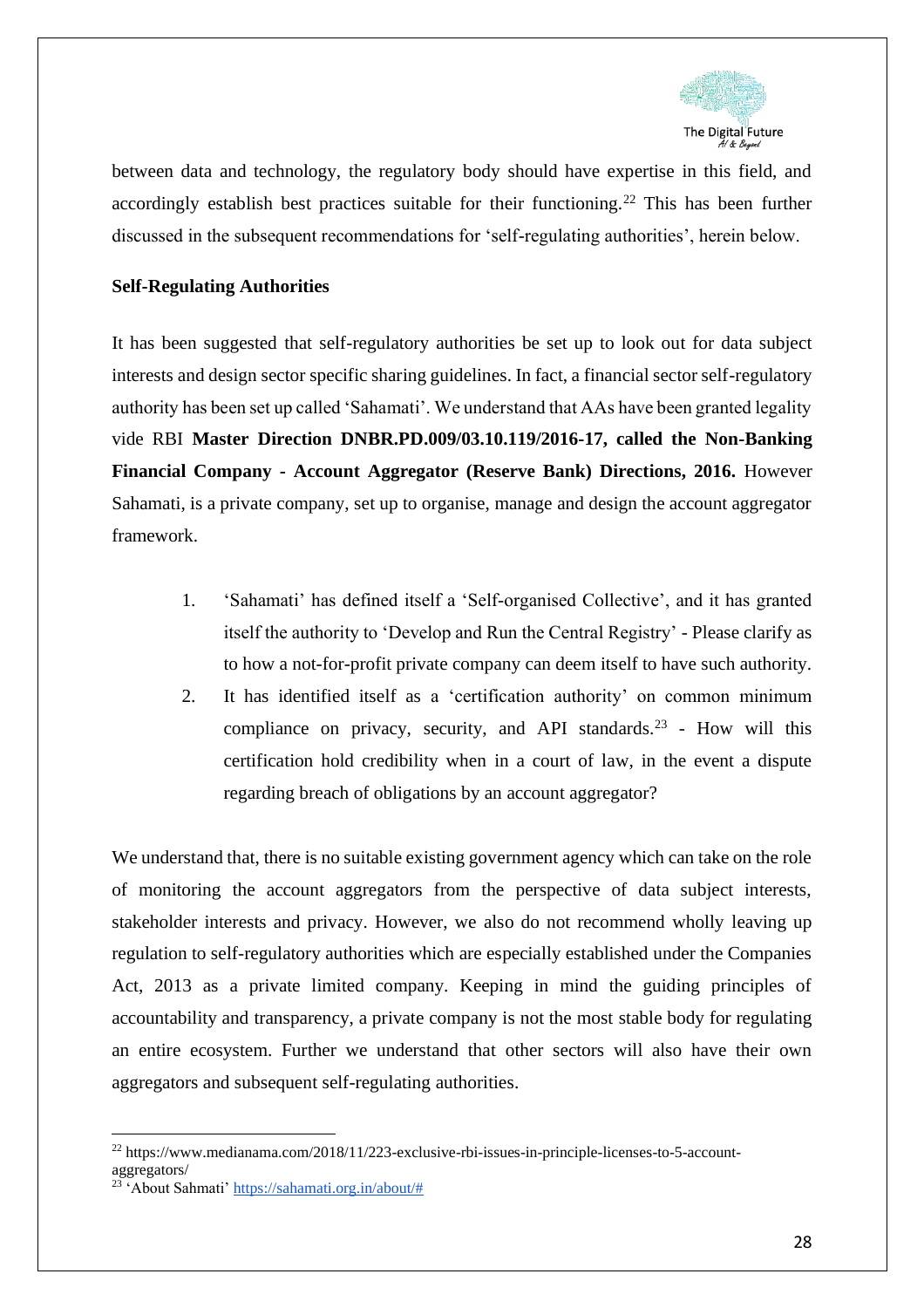between data and technology, the regulatory body should have expertise in this field, and accordingly establish best practices suitable for their functioning.[22] This has been further discussed in the subsequent recommendations for 'self-regulating authorities', herein below.

**Self-Regulating Authorities**

It has been suggested that self-regulatory authorities be set up to look out for data subject interests and design sector specific sharing guidelines. In fact, a financial sector self-regulatory authority has been set up called 'Sahamati'. We understand that AAs have been granted legality vide RBI **Master Direction DNBR.PD.009/03.10.119/2016-17, called the Non-Banking Financial Company - Account Aggregator (Reserve Bank) Directions, 2016.** However Sahamati, is a private company, set up to organise, manage and design the account aggregator framework.

1. 'Sahamati' has defined itself a 'Self-organised Collective', and it has granted itself the authority to 'Develop and Run the Central Registry' - Please clarify as to how a not-for-profit private company can deem itself to have such authority.
2. It has identified itself as a 'certification authority' on common minimum compliance on privacy, security, and API standards.[23] - How will this certification hold credibility when in a court of law, in the event a dispute regarding breach of obligations by an account aggregator?

We understand that, there is no suitable existing government agency which can take on the role of monitoring the account aggregators from the perspective of data subject interests, stakeholder interests and privacy. However, we also do not recommend wholly leaving up regulation to self-regulatory authorities which are especially established under the Companies Act, 2013 as a private limited company. Keeping in mind the guiding principles of accountability and transparency, a private company is not the most stable body for regulating an entire ecosystem. Further we understand that other sectors will also have their own aggregators and subsequent self-regulating authorities.

---

[22] https://www.medianama.com/2018/11/223-exclusive-rbi-issues-in-principle-licenses-to-5-account-aggregators/

[23] 'About Sahmati' https://sahamati.org.in/about/#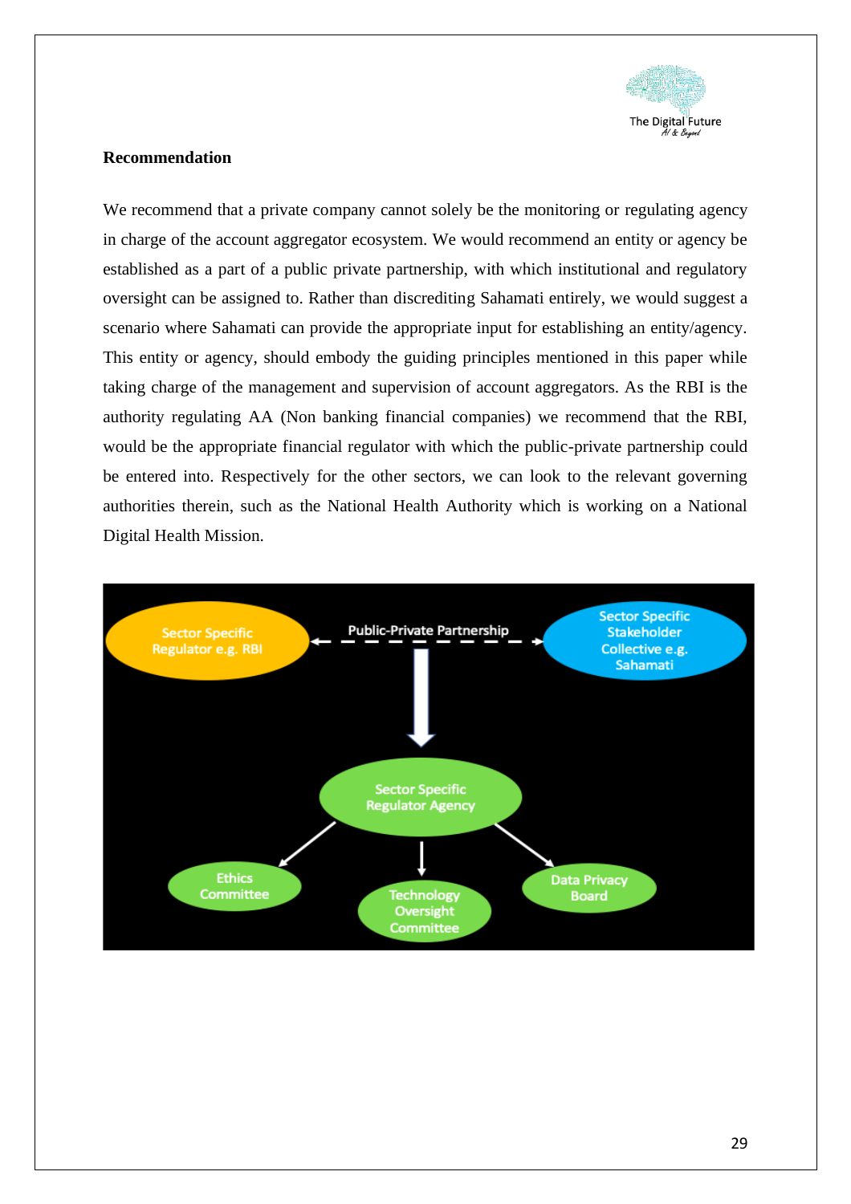**Recommendation**

We recommend that a private company cannot solely be the monitoring or regulating agency in charge of the account aggregator ecosystem. We would recommend an entity or agency be established as a part of a public private partnership, with which institutional and regulatory oversight can be assigned to. Rather than discrediting Sahamati entirely, we would suggest a scenario where Sahamati can provide the appropriate input for establishing an entity/agency. This entity or agency, should embody the guiding principles mentioned in this paper while taking charge of the management and supervision of account aggregators. As the RBI is the authority regulating AA (Non banking financial companies) we recommend that the RBI, would be the appropriate financial regulator with which the public-private partnership could be entered into. Respectively for the other sectors, we can look to the relevant governing authorities therein, such as the National Health Authority which is working on a National Digital Health Mission.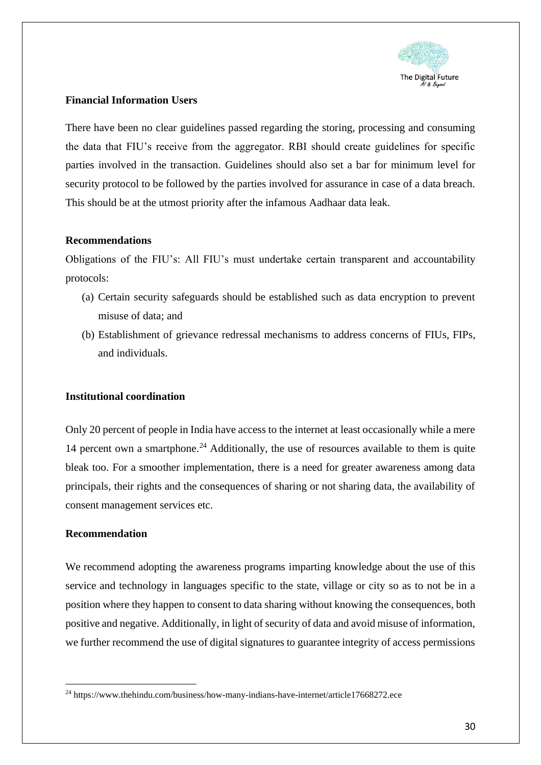**Financial Information Users**

There have been no clear guidelines passed regarding the storing, processing and consuming the data that FIU's receive from the aggregator. RBI should create guidelines for specific parties involved in the transaction. Guidelines should also set a bar for minimum level for security protocol to be followed by the parties involved for assurance in case of a data breach. This should be at the utmost priority after the infamous Aadhaar data leak.

**Recommendations**

Obligations of the FIU's: All FIU's must undertake certain transparent and accountability protocols:

(a) Certain security safeguards should be established such as data encryption to prevent misuse of data; and

(b) Establishment of grievance redressal mechanisms to address concerns of FIUs, FIPs, and individuals.

**Institutional coordination**

Only 20 percent of people in India have access to the internet at least occasionally while a mere 14 percent own a smartphone.[24] Additionally, the use of resources available to them is quite bleak too. For a smoother implementation, there is a need for greater awareness among data principals, their rights and the consequences of sharing or not sharing data, the availability of consent management services etc.

**Recommendation**

We recommend adopting the awareness programs imparting knowledge about the use of this service and technology in languages specific to the state, village or city so as to not be in a position where they happen to consent to data sharing without knowing the consequences, both positive and negative. Additionally, in light of security of data and avoid misuse of information, we further recommend the use of digital signatures to guarantee integrity of access permissions

---

[24] https://www.thehindu.com/business/how-many-indians-have-internet/article17668272.ece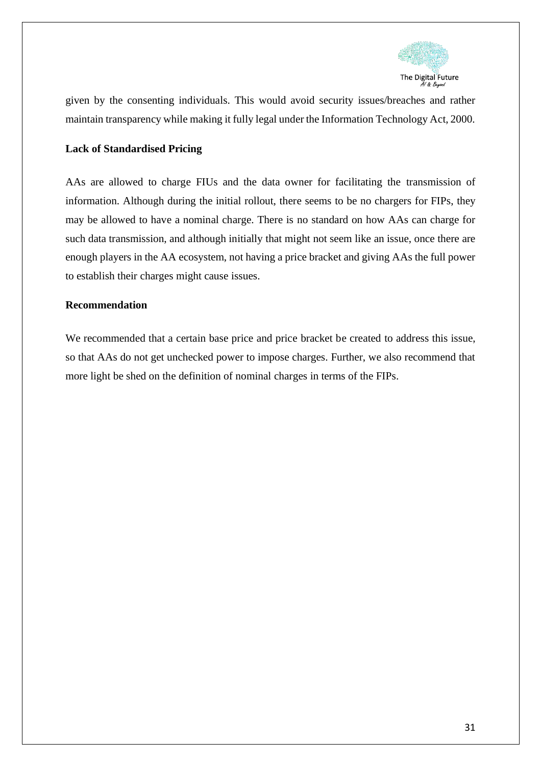given by the consenting individuals. This would avoid security issues/breaches and rather maintain transparency while making it fully legal under the Information Technology Act, 2000.

**Lack of Standardised Pricing**

AAs are allowed to charge FIUs and the data owner for facilitating the transmission of information. Although during the initial rollout, there seems to be no chargers for FIPs, they may be allowed to have a nominal charge. There is no standard on how AAs can charge for such data transmission, and although initially that might not seem like an issue, once there are enough players in the AA ecosystem, not having a price bracket and giving AAs the full power to establish their charges might cause issues.

**Recommendation**

We recommended that a certain base price and price bracket be created to address this issue, so that AAs do not get unchecked power to impose charges. Further, we also recommend that more light be shed on the definition of nominal charges in terms of the FIPs.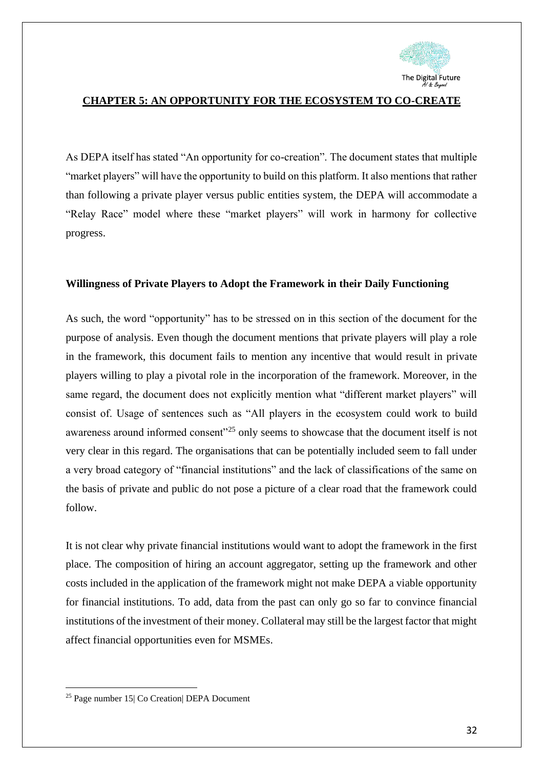## CHAPTER 5: AN OPPORTUNITY FOR THE ECOSYSTEM TO CO-CREATE

As DEPA itself has stated "An opportunity for co-creation". The document states that multiple "market players" will have the opportunity to build on this platform. It also mentions that rather than following a private player versus public entities system, the DEPA will accommodate a "Relay Race" model where these "market players" will work in harmony for collective progress.

### Willingness of Private Players to Adopt the Framework in their Daily Functioning

As such, the word "opportunity" has to be stressed on in this section of the document for the purpose of analysis. Even though the document mentions that private players will play a role in the framework, this document fails to mention any incentive that would result in private players willing to play a pivotal role in the incorporation of the framework. Moreover, in the same regard, the document does not explicitly mention what "different market players" will consist of. Usage of sentences such as "All players in the ecosystem could work to build awareness around informed consent"[25] only seems to showcase that the document itself is not very clear in this regard. The organisations that can be potentially included seem to fall under a very broad category of "financial institutions" and the lack of classifications of the same on the basis of private and public do not pose a picture of a clear road that the framework could follow.

It is not clear why private financial institutions would want to adopt the framework in the first place. The composition of hiring an account aggregator, setting up the framework and other costs included in the application of the framework might not make DEPA a viable opportunity for financial institutions. To add, data from the past can only go so far to convince financial institutions of the investment of their money. Collateral may still be the largest factor that might affect financial opportunities even for MSMEs.

[25] Page number 15| Co Creation| DEPA Document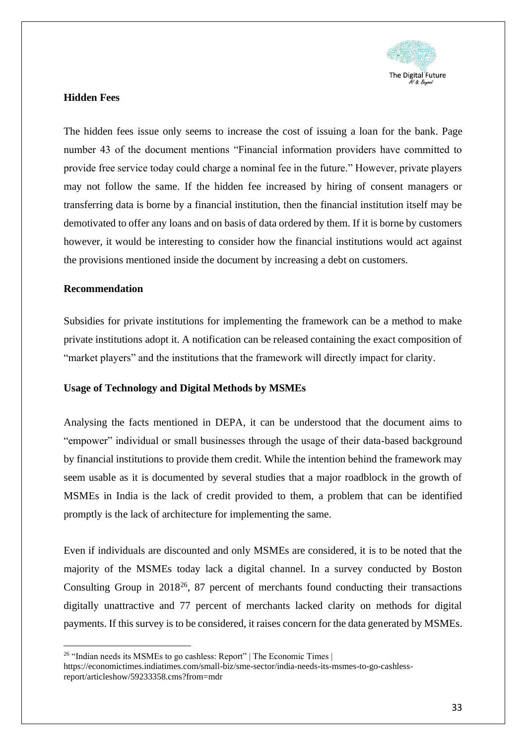**Hidden Fees**

The hidden fees issue only seems to increase the cost of issuing a loan for the bank. Page number 43 of the document mentions "Financial information providers have committed to provide free service today could charge a nominal fee in the future." However, private players may not follow the same. If the hidden fee increased by hiring of consent managers or transferring data is borne by a financial institution, then the financial institution itself may be demotivated to offer any loans and on basis of data ordered by them. If it is borne by customers however, it would be interesting to consider how the financial institutions would act against the provisions mentioned inside the document by increasing a debt on customers.

**Recommendation**

Subsidies for private institutions for implementing the framework can be a method to make private institutions adopt it. A notification can be released containing the exact composition of "market players" and the institutions that the framework will directly impact for clarity.

**Usage of Technology and Digital Methods by MSMEs**

Analysing the facts mentioned in DEPA, it can be understood that the document aims to "empower" individual or small businesses through the usage of their data-based background by financial institutions to provide them credit. While the intention behind the framework may seem usable as it is documented by several studies that a major roadblock in the growth of MSMEs in India is the lack of credit provided to them, a problem that can be identified promptly is the lack of architecture for implementing the same.

Even if individuals are discounted and only MSMEs are considered, it is to be noted that the majority of the MSMEs today lack a digital channel. In a survey conducted by Boston Consulting Group in 2018[26], 87 percent of merchants found conducting their transactions digitally unattractive and 77 percent of merchants lacked clarity on methods for digital payments. If this survey is to be considered, it raises concern for the data generated by MSMEs.

---

[26] "Indian needs its MSMEs to go cashless: Report" | The Economic Times | https://economictimes.indiatimes.com/small-biz/sme-sector/india-needs-its-msmes-to-go-cashless-report/articleshow/59233358.cms?from=mdr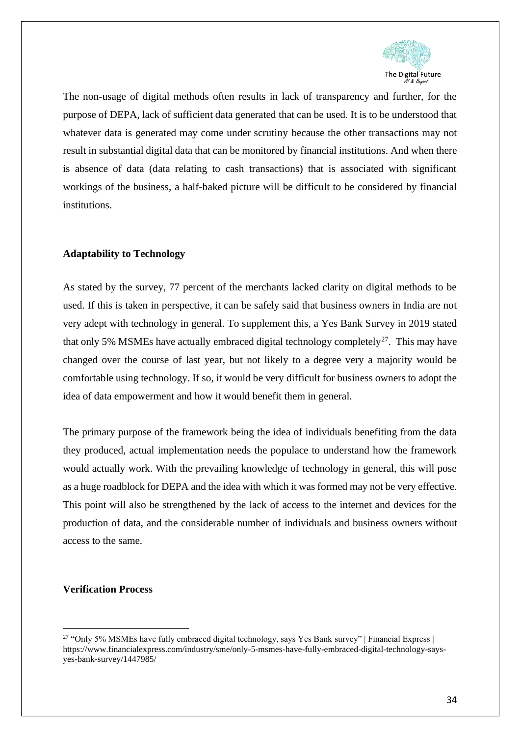The non-usage of digital methods often results in lack of transparency and further, for the purpose of DEPA, lack of sufficient data generated that can be used. It is to be understood that whatever data is generated may come under scrutiny because the other transactions may not result in substantial digital data that can be monitored by financial institutions. And when there is absence of data (data relating to cash transactions) that is associated with significant workings of the business, a half-baked picture will be difficult to be considered by financial institutions.

**Adaptability to Technology**

As stated by the survey, 77 percent of the merchants lacked clarity on digital methods to be used. If this is taken in perspective, it can be safely said that business owners in India are not very adept with technology in general. To supplement this, a Yes Bank Survey in 2019 stated that only 5% MSMEs have actually embraced digital technology completely[27]. This may have changed over the course of last year, but not likely to a degree very a majority would be comfortable using technology. If so, it would be very difficult for business owners to adopt the idea of data empowerment and how it would benefit them in general.

The primary purpose of the framework being the idea of individuals benefiting from the data they produced, actual implementation needs the populace to understand how the framework would actually work. With the prevailing knowledge of technology in general, this will pose as a huge roadblock for DEPA and the idea with which it was formed may not be very effective. This point will also be strengthened by the lack of access to the internet and devices for the production of data, and the considerable number of individuals and business owners without access to the same.

**Verification Process**

---

[27] "Only 5% MSMEs have fully embraced digital technology, says Yes Bank survey" | Financial Express | https://www.financialexpress.com/industry/sme/only-5-msmes-have-fully-embraced-digital-technology-says-yes-bank-survey/1447985/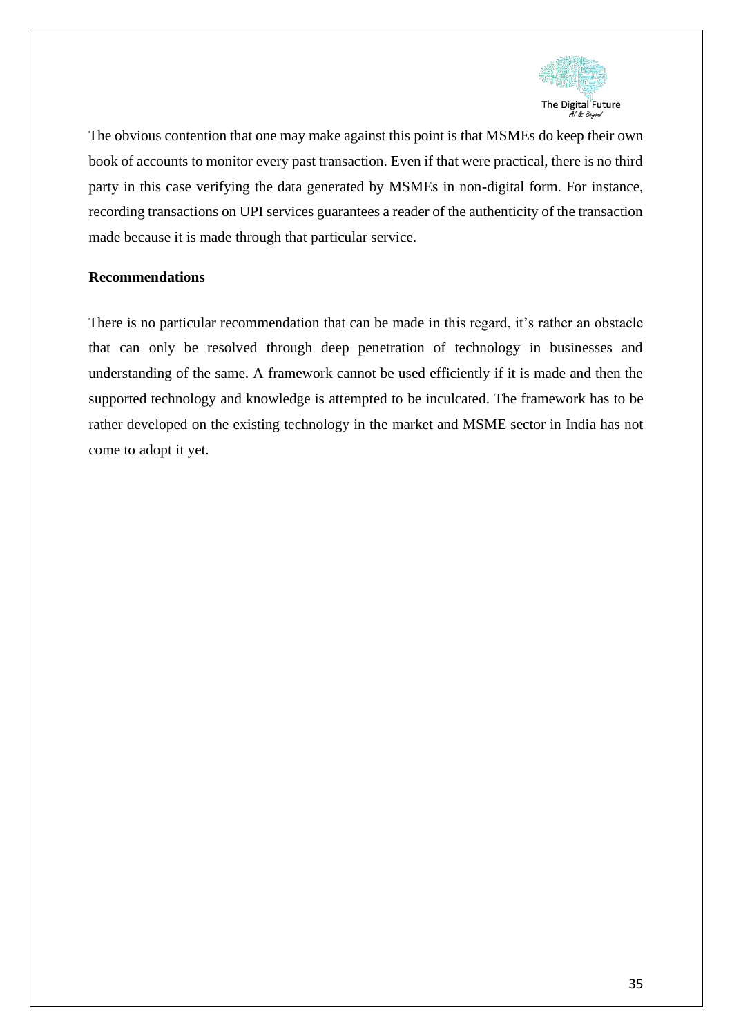The obvious contention that one may make against this point is that MSMEs do keep their own book of accounts to monitor every past transaction. Even if that were practical, there is no third party in this case verifying the data generated by MSMEs in non-digital form. For instance, recording transactions on UPI services guarantees a reader of the authenticity of the transaction made because it is made through that particular service.

**Recommendations**

There is no particular recommendation that can be made in this regard, it's rather an obstacle that can only be resolved through deep penetration of technology in businesses and understanding of the same. A framework cannot be used efficiently if it is made and then the supported technology and knowledge is attempted to be inculcated. The framework has to be rather developed on the existing technology in the market and MSME sector in India has not come to adopt it yet.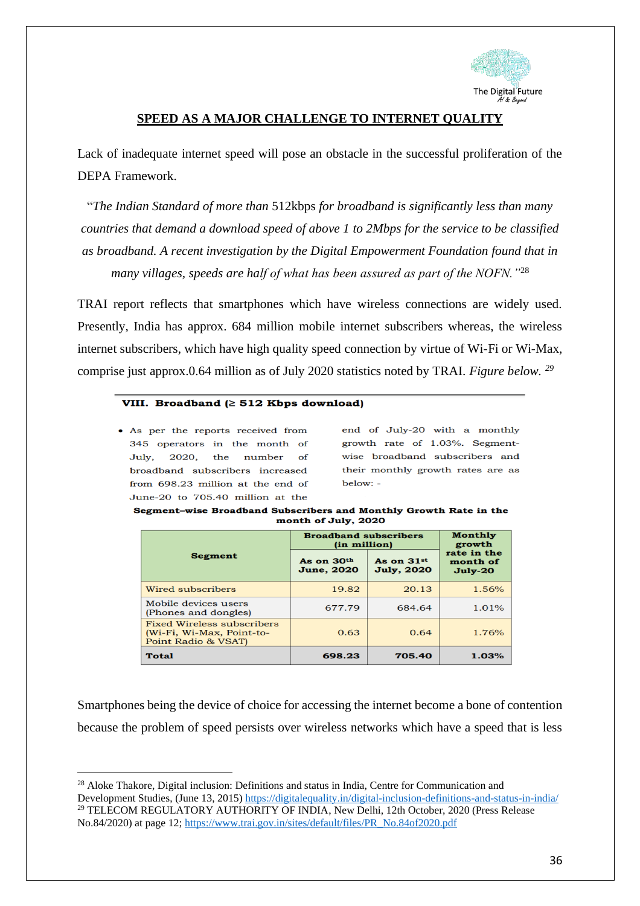## SPEED AS A MAJOR CHALLENGE TO INTERNET QUALITY

Lack of inadequate internet speed will pose an obstacle in the successful proliferation of the DEPA Framework.

> "*The Indian Standard of more than* 512kbps *for broadband is significantly less than many countries that demand a download speed of above 1 to 2Mbps for the service to be classified as broadband. A recent investigation by the Digital Empowerment Foundation found that in many villages, speeds are half of what has been assured as part of the NOFN.*"[28]

TRAI report reflects that smartphones which have wireless connections are widely used. Presently, India has approx. 684 million mobile internet subscribers whereas, the wireless internet subscribers, which have high quality speed connection by virtue of Wi-Fi or Wi-Max, comprise just approx.0.64 million as of July 2020 statistics noted by TRAI. *Figure below.* [29]

**VIII. Broadband (≥ 512 Kbps download)**

- As per the reports received from 345 operators in the month of July, 2020, the number of broadband subscribers increased from 698.23 million at the end of June-20 to 705.40 million at the end of July-20 with a monthly growth rate of 1.03%. Segment-wise broadband subscribers and their monthly growth rates are as below: -

**Segment–wise Broadband Subscribers and Monthly Growth Rate in the month of July, 2020**

| Segment | Broadband subscribers (in million) | | Monthly growth rate in the month of July-20 |
|---|---|---|---|
| | As on 30th June, 2020 | As on 31st July, 2020 | |
| Wired subscribers | 19.82 | 20.13 | 1.56% |
| Mobile devices users (Phones and dongles) | 677.79 | 684.64 | 1.01% |
| Fixed Wireless subscribers (Wi-Fi, Wi-Max, Point-to-Point Radio & VSAT) | 0.63 | 0.64 | 1.76% |
| **Total** | **698.23** | **705.40** | **1.03%** |

Smartphones being the device of choice for accessing the internet become a bone of contention because the problem of speed persists over wireless networks which have a speed that is less

---

[28] Aloke Thakore, Digital inclusion: Definitions and status in India, Centre for Communication and Development Studies, (June 13, 2015) https://digitalequality.in/digital-inclusion-definitions-and-status-in-india/

[29] TELECOM REGULATORY AUTHORITY OF INDIA, New Delhi, 12th October, 2020 (Press Release No.84/2020) at page 12; https://www.trai.gov.in/sites/default/files/PR_No.84of2020.pdf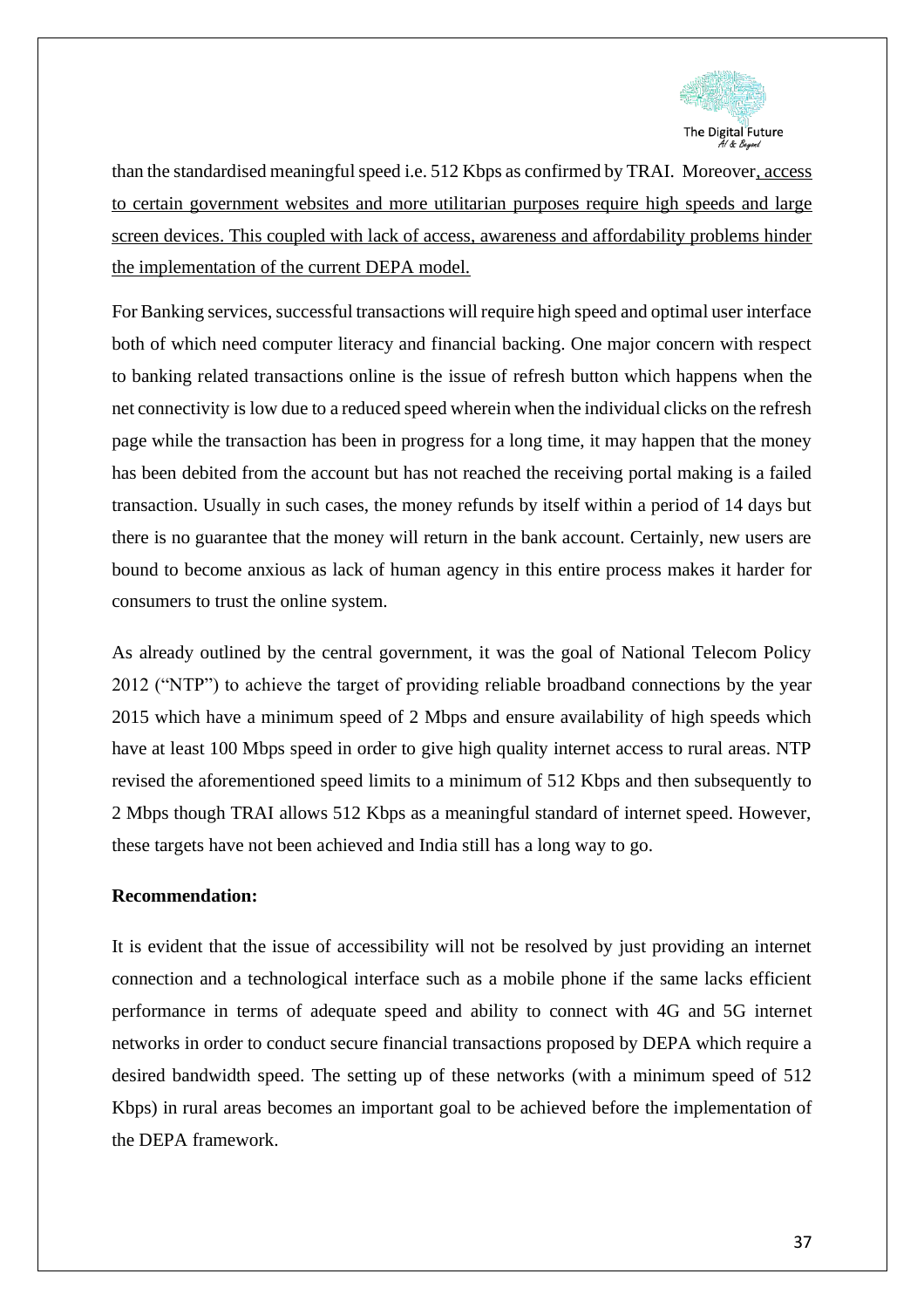than the standardised meaningful speed i.e. 512 Kbps as confirmed by TRAI. Moreover, access to certain government websites and more utilitarian purposes require high speeds and large screen devices. This coupled with lack of access, awareness and affordability problems hinder the implementation of the current DEPA model.

For Banking services, successful transactions will require high speed and optimal user interface both of which need computer literacy and financial backing. One major concern with respect to banking related transactions online is the issue of refresh button which happens when the net connectivity is low due to a reduced speed wherein when the individual clicks on the refresh page while the transaction has been in progress for a long time, it may happen that the money has been debited from the account but has not reached the receiving portal making is a failed transaction. Usually in such cases, the money refunds by itself within a period of 14 days but there is no guarantee that the money will return in the bank account. Certainly, new users are bound to become anxious as lack of human agency in this entire process makes it harder for consumers to trust the online system.

As already outlined by the central government, it was the goal of National Telecom Policy 2012 ("NTP") to achieve the target of providing reliable broadband connections by the year 2015 which have a minimum speed of 2 Mbps and ensure availability of high speeds which have at least 100 Mbps speed in order to give high quality internet access to rural areas. NTP revised the aforementioned speed limits to a minimum of 512 Kbps and then subsequently to 2 Mbps though TRAI allows 512 Kbps as a meaningful standard of internet speed. However, these targets have not been achieved and India still has a long way to go.

**Recommendation:**

It is evident that the issue of accessibility will not be resolved by just providing an internet connection and a technological interface such as a mobile phone if the same lacks efficient performance in terms of adequate speed and ability to connect with 4G and 5G internet networks in order to conduct secure financial transactions proposed by DEPA which require a desired bandwidth speed. The setting up of these networks (with a minimum speed of 512 Kbps) in rural areas becomes an important goal to be achieved before the implementation of the DEPA framework.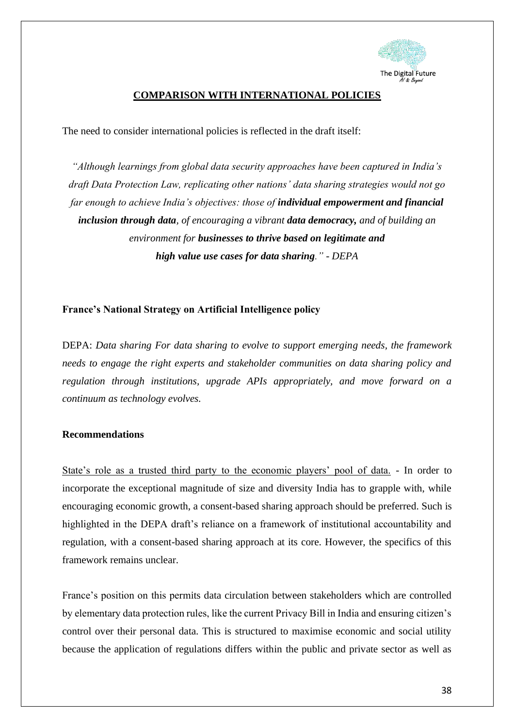## COMPARISON WITH INTERNATIONAL POLICIES

The need to consider international policies is reflected in the draft itself:

*"Although learnings from global data security approaches have been captured in India's draft Data Protection Law, replicating other nations' data sharing strategies would not go far enough to achieve India's objectives: those of* ***individual empowerment and financial inclusion through data****, of encouraging a vibrant* ***data democracy,*** *and of building an environment for* ***businesses to thrive based on legitimate and high value use cases for data sharing****." - DEPA*

### France's National Strategy on Artificial Intelligence policy

DEPA: *Data sharing For data sharing to evolve to support emerging needs, the framework needs to engage the right experts and stakeholder communities on data sharing policy and regulation through institutions, upgrade APIs appropriately, and move forward on a continuum as technology evolves.*

### Recommendations

<u>State's role as a trusted third party to the economic players' pool of data.</u> - In order to incorporate the exceptional magnitude of size and diversity India has to grapple with, while encouraging economic growth, a consent-based sharing approach should be preferred. Such is highlighted in the DEPA draft's reliance on a framework of institutional accountability and regulation, with a consent-based sharing approach at its core. However, the specifics of this framework remains unclear.

France's position on this permits data circulation between stakeholders which are controlled by elementary data protection rules, like the current Privacy Bill in India and ensuring citizen's control over their personal data. This is structured to maximise economic and social utility because the application of regulations differs within the public and private sector as well as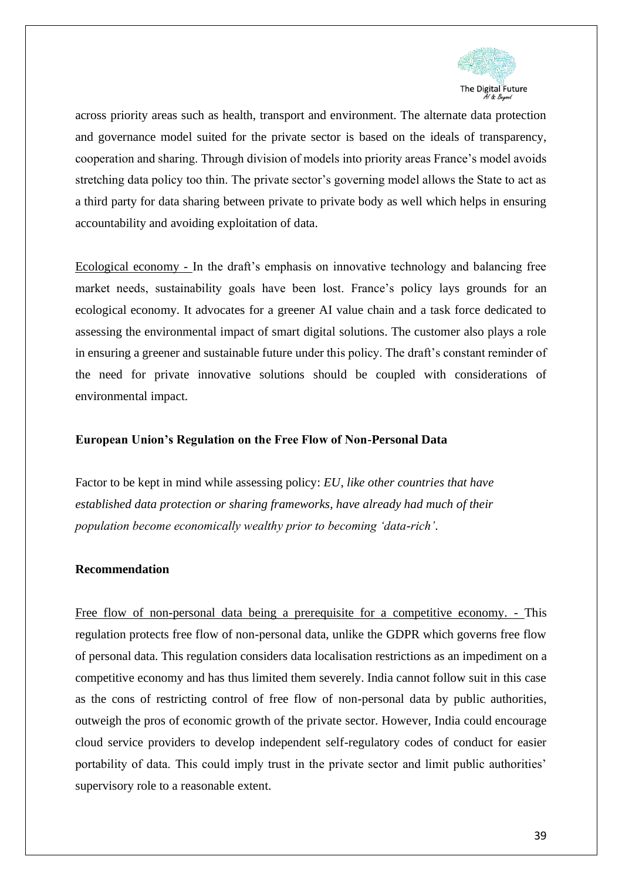across priority areas such as health, transport and environment. The alternate data protection and governance model suited for the private sector is based on the ideals of transparency, cooperation and sharing. Through division of models into priority areas France's model avoids stretching data policy too thin. The private sector's governing model allows the State to act as a third party for data sharing between private to private body as well which helps in ensuring accountability and avoiding exploitation of data.

Ecological economy - In the draft's emphasis on innovative technology and balancing free market needs, sustainability goals have been lost. France's policy lays grounds for an ecological economy. It advocates for a greener AI value chain and a task force dedicated to assessing the environmental impact of smart digital solutions. The customer also plays a role in ensuring a greener and sustainable future under this policy. The draft's constant reminder of the need for private innovative solutions should be coupled with considerations of environmental impact.

### European Union's Regulation on the Free Flow of Non-Personal Data

Factor to be kept in mind while assessing policy: *EU, like other countries that have established data protection or sharing frameworks, have already had much of their population become economically wealthy prior to becoming 'data-rich'.*

### Recommendation

Free flow of non-personal data being a prerequisite for a competitive economy. - This regulation protects free flow of non-personal data, unlike the GDPR which governs free flow of personal data. This regulation considers data localisation restrictions as an impediment on a competitive economy and has thus limited them severely. India cannot follow suit in this case as the cons of restricting control of free flow of non-personal data by public authorities, outweigh the pros of economic growth of the private sector. However, India could encourage cloud service providers to develop independent self-regulatory codes of conduct for easier portability of data. This could imply trust in the private sector and limit public authorities' supervisory role to a reasonable extent.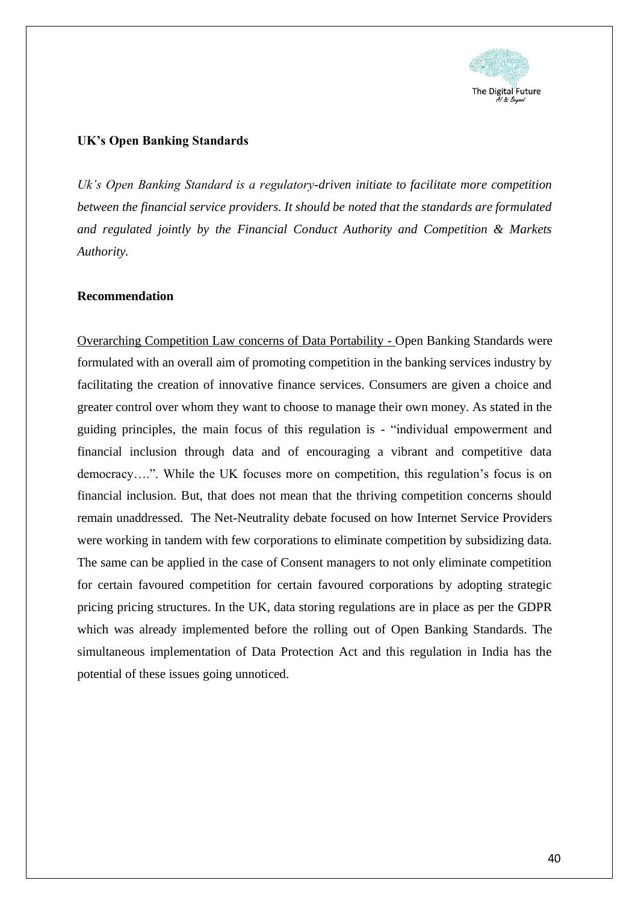**UK's Open Banking Standards**

*Uk's Open Banking Standard is a regulatory-driven initiate to facilitate more competition between the financial service providers. It should be noted that the standards are formulated and regulated jointly by the Financial Conduct Authority and Competition & Markets Authority.*

**Recommendation**

<u>Overarching Competition Law concerns of Data Portability - </u>Open Banking Standards were formulated with an overall aim of promoting competition in the banking services industry by facilitating the creation of innovative finance services. Consumers are given a choice and greater control over whom they want to choose to manage their own money. As stated in the guiding principles, the main focus of this regulation is - "individual empowerment and financial inclusion through data and of encouraging a vibrant and competitive data democracy….". While the UK focuses more on competition, this regulation's focus is on financial inclusion. But, that does not mean that the thriving competition concerns should remain unaddressed. The Net-Neutrality debate focused on how Internet Service Providers were working in tandem with few corporations to eliminate competition by subsidizing data. The same can be applied in the case of Consent managers to not only eliminate competition for certain favoured competition for certain favoured corporations by adopting strategic pricing pricing structures. In the UK, data storing regulations are in place as per the GDPR which was already implemented before the rolling out of Open Banking Standards. The simultaneous implementation of Data Protection Act and this regulation in India has the potential of these issues going unnoticed.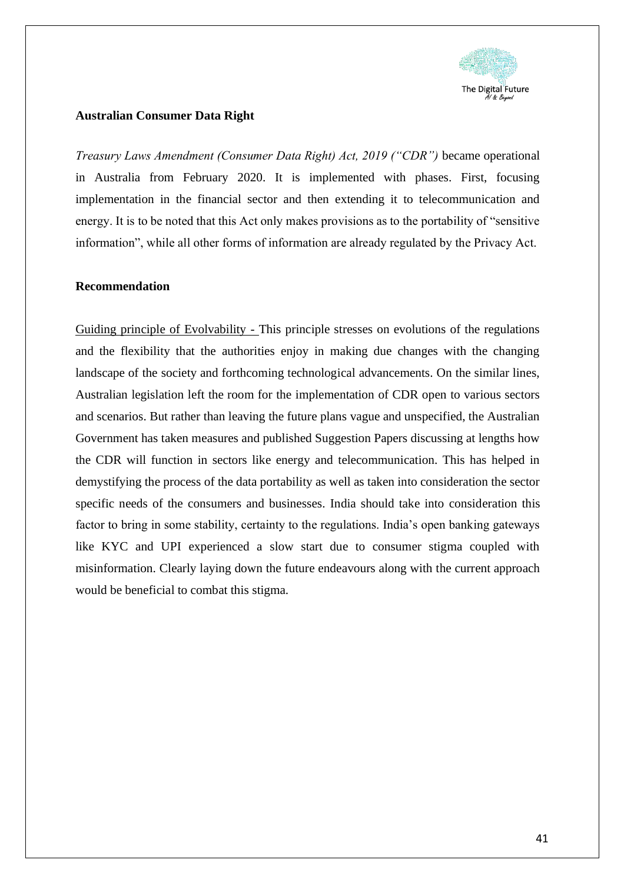**Australian Consumer Data Right**

*Treasury Laws Amendment (Consumer Data Right) Act, 2019 ("CDR")* became operational in Australia from February 2020. It is implemented with phases. First, focusing implementation in the financial sector and then extending it to telecommunication and energy. It is to be noted that this Act only makes provisions as to the portability of "sensitive information", while all other forms of information are already regulated by the Privacy Act.

**Recommendation**

<u>Guiding principle of Evolvability -</u> This principle stresses on evolutions of the regulations and the flexibility that the authorities enjoy in making due changes with the changing landscape of the society and forthcoming technological advancements. On the similar lines, Australian legislation left the room for the implementation of CDR open to various sectors and scenarios. But rather than leaving the future plans vague and unspecified, the Australian Government has taken measures and published Suggestion Papers discussing at lengths how the CDR will function in sectors like energy and telecommunication. This has helped in demystifying the process of the data portability as well as taken into consideration the sector specific needs of the consumers and businesses. India should take into consideration this factor to bring in some stability, certainty to the regulations. India's open banking gateways like KYC and UPI experienced a slow start due to consumer stigma coupled with misinformation. Clearly laying down the future endeavours along with the current approach would be beneficial to combat this stigma.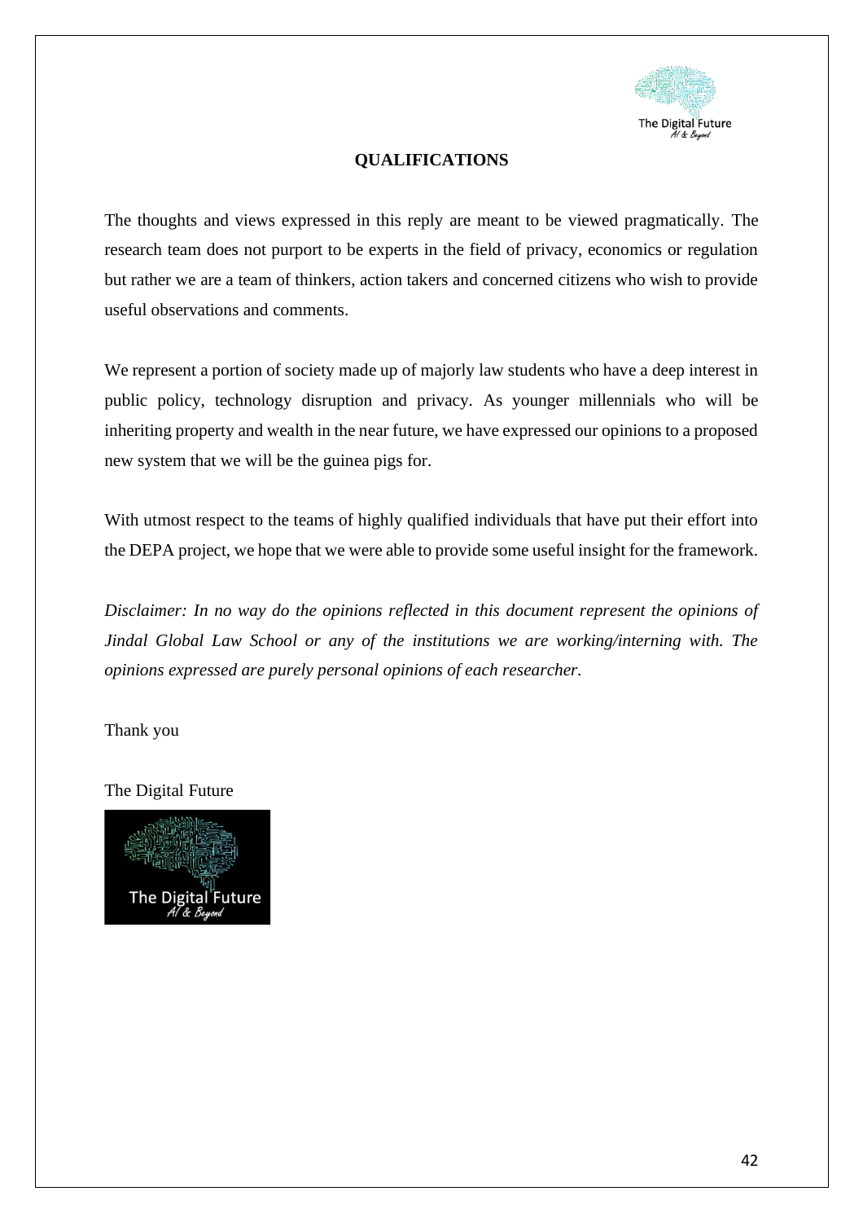## QUALIFICATIONS

The thoughts and views expressed in this reply are meant to be viewed pragmatically. The research team does not purport to be experts in the field of privacy, economics or regulation but rather we are a team of thinkers, action takers and concerned citizens who wish to provide useful observations and comments.

We represent a portion of society made up of majorly law students who have a deep interest in public policy, technology disruption and privacy. As younger millennials who will be inheriting property and wealth in the near future, we have expressed our opinions to a proposed new system that we will be the guinea pigs for.

With utmost respect to the teams of highly qualified individuals that have put their effort into the DEPA project, we hope that we were able to provide some useful insight for the framework.

*Disclaimer: In no way do the opinions reflected in this document represent the opinions of Jindal Global Law School or any of the institutions we are working/interning with. The opinions expressed are purely personal opinions of each researcher.*

Thank you

The Digital Future